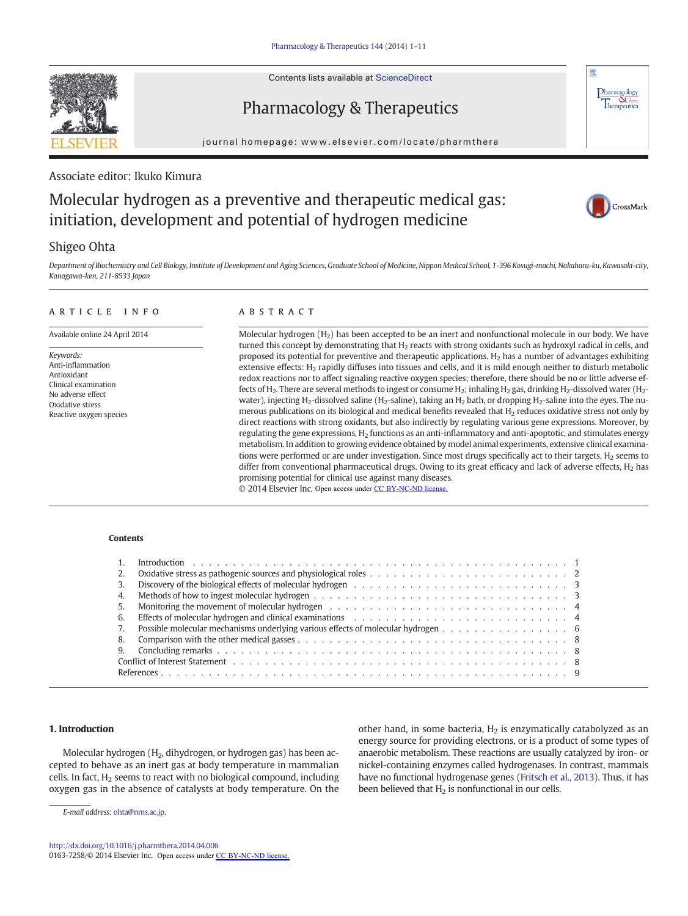Associate editor: Ikuko Kimura

# Molecular hydrogen as a preventive and therapeutic medical gas: initiation, development and potential of hydrogen medicine

Shigeo Ohta

*Department of Biochemistry and Cell Biology, Institute of Development and Aging Sciences, Graduate School of Medicine, Nippon Medical School, 1-396 Kosugi-machi, Nakahara-ku, Kawasaki-city, Kanagawa-ken, 211-8533 Japan*

## ARTICLE INFO

Available online 24 April 2014

*Keywords:*
Anti-inflammation
Antioxidant
Clinical examination
No adverse effect
Oxidative stress
Reactive oxygen species

## ABSTRACT

Molecular hydrogen ($H_2$) has been accepted to be an inert and nonfunctional molecule in our body. We have turned this concept by demonstrating that $H_2$ reacts with strong oxidants such as hydroxyl radical in cells, and proposed its potential for preventive and therapeutic applications. $H_2$ has a number of advantages exhibiting extensive effects: $H_2$ rapidly diffuses into tissues and cells, and it is mild enough neither to disturb metabolic redox reactions nor to affect signaling reactive oxygen species; therefore, there should be no or little adverse effects of $H_2$. There are several methods to ingest or consume $H_2$; inhaling $H_2$ gas, drinking $H_2$-dissolved water ($H_2$-water), injecting $H_2$-dissolved saline ($H_2$-saline), taking an $H_2$ bath, or dropping $H_2$-saline into the eyes. The numerous publications on its biological and medical benefits revealed that $H_2$ reduces oxidative stress not only by direct reactions with strong oxidants, but also indirectly by regulating various gene expressions. Moreover, by regulating the gene expressions, $H_2$ functions as an anti-inflammatory and anti-apoptotic, and stimulates energy metabolism. In addition to growing evidence obtained by model animal experiments, extensive clinical examinations were performed or are under investigation. Since most drugs specifically act to their targets, $H_2$ seems to differ from conventional pharmaceutical drugs. Owing to its great efficacy and lack of adverse effects, $H_2$ has promising potential for clinical use against many diseases.

© 2014 Elsevier Inc. Open access under CC BY-NC-ND license.

**Contents**

1. Introduction . . . 1
2. Oxidative stress as pathogenic sources and physiological roles . . . 2
3. Discovery of the biological effects of molecular hydrogen . . . 3
4. Methods of how to ingest molecular hydrogen . . . 3
5. Monitoring the movement of molecular hydrogen . . . 4
6. Effects of molecular hydrogen and clinical examinations . . . 4
7. Possible molecular mechanisms underlying various effects of molecular hydrogen . . . 6
8. Comparison with the other medical gasses . . . 8
9. Concluding remarks . . . 8

Conflict of Interest Statement . . . 8
References . . . 9

## 1. Introduction

Molecular hydrogen ($H_2$, dihydrogen, or hydrogen gas) has been accepted to behave as an inert gas at body temperature in mammalian cells. In fact, $H_2$ seems to react with no biological compound, including oxygen gas in the absence of catalysts at body temperature. On the other hand, in some bacteria, $H_2$ is enzymatically catabolyzed as an energy source for providing electrons, or is a product of some types of anaerobic metabolism. These reactions are usually catalyzed by iron- or nickel-containing enzymes called hydrogenases. In contrast, mammals have no functional hydrogenase genes (Fritsch et al., 2013). Thus, it has been believed that $H_2$ is nonfunctional in our cells.

E-mail address: ohta@nms.ac.jp.

http://dx.doi.org/10.1016/j.pharmthera.2014.04.006
0163-7258/© 2014 Elsevier Inc. Open access under CC BY-NC-ND license.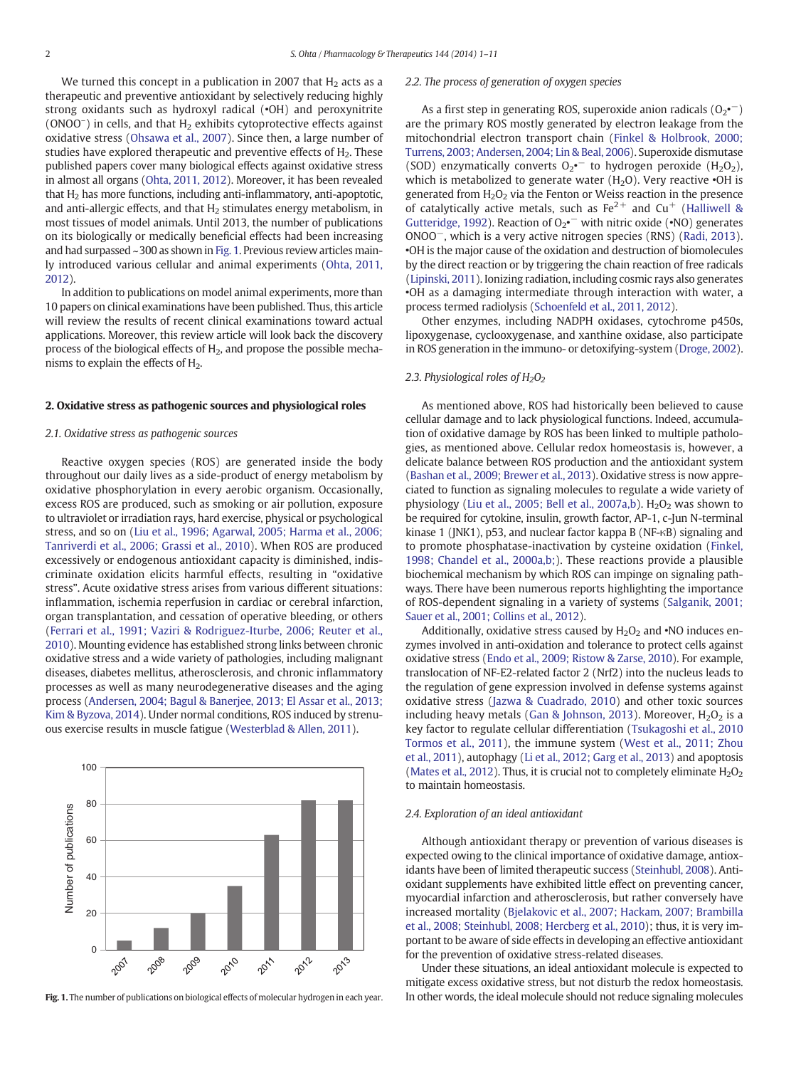We turned this concept in a publication in 2007 that $H_2$ acts as a therapeutic and preventive antioxidant by selectively reducing highly strong oxidants such as hydroxyl radical (•OH) and peroxynitrite ($ONOO^-$) in cells, and that $H_2$ exhibits cytoprotective effects against oxidative stress (Ohsawa et al., 2007). Since then, a large number of studies have explored therapeutic and preventive effects of $H_2$. These published papers cover many biological effects against oxidative stress in almost all organs (Ohta, 2011, 2012). Moreover, it has been revealed that $H_2$ has more functions, including anti-inflammatory, anti-apoptotic, and anti-allergic effects, and that $H_2$ stimulates energy metabolism, in most tissues of model animals. Until 2013, the number of publications on its biologically or medically beneficial effects had been increasing and had surpassed ~300 as shown in Fig. 1. Previous review articles mainly introduced various cellular and animal experiments (Ohta, 2011, 2012).

In addition to publications on model animal experiments, more than 10 papers on clinical examinations have been published. Thus, this article will review the results of recent clinical examinations toward actual applications. Moreover, this review article will look back the discovery process of the biological effects of $H_2$, and propose the possible mechanisms to explain the effects of $H_2$.

## 2. Oxidative stress as pathogenic sources and physiological roles

### 2.1. Oxidative stress as pathogenic sources

Reactive oxygen species (ROS) are generated inside the body throughout our daily lives as a side-product of energy metabolism by oxidative phosphorylation in every aerobic organism. Occasionally, excess ROS are produced, such as smoking or air pollution, exposure to ultraviolet or irradiation rays, hard exercise, physical or psychological stress, and so on (Liu et al., 1996; Agarwal, 2005; Harma et al., 2006; Tanriverdi et al., 2006; Grassi et al., 2010). When ROS are produced excessively or endogenous antioxidant capacity is diminished, indiscriminate oxidation elicits harmful effects, resulting in "oxidative stress". Acute oxidative stress arises from various different situations: inflammation, ischemia reperfusion in cardiac or cerebral infarction, organ transplantation, and cessation of operative bleeding, or others (Ferrari et al., 1991; Vaziri & Rodriguez-Iturbe, 2006; Reuter et al., 2010). Mounting evidence has established strong links between chronic oxidative stress and a wide variety of pathologies, including malignant diseases, diabetes mellitus, atherosclerosis, and chronic inflammatory processes as well as many neurodegenerative diseases and the aging process (Andersen, 2004; Bagul & Banerjee, 2013; El Assar et al., 2013; Kim & Byzova, 2014). Under normal conditions, ROS induced by strenuous exercise results in muscle fatigue (Westerblad & Allen, 2011).

**Fig. 1.** The number of publications on biological effects of molecular hydrogen in each year.

### 2.2. The process of generation of oxygen species

As a first step in generating ROS, superoxide anion radicals ($O_2•^-$) are the primary ROS mostly generated by electron leakage from the mitochondrial electron transport chain (Finkel & Holbrook, 2000; Turrens, 2003; Andersen, 2004; Lin & Beal, 2006). Superoxide dismutase (SOD) enzymatically converts $O_2•^-$ to hydrogen peroxide ($H_2O_2$), which is metabolized to generate water ($H_2O$). Very reactive •OH is generated from $H_2O_2$ via the Fenton or Weiss reaction in the presence of catalytically active metals, such as $Fe^{2+}$ and $Cu^+$ (Halliwell & Gutteridge, 1992). Reaction of $O_2•^-$ with nitric oxide (•NO) generates $ONOO^-$, which is a very active nitrogen species (RNS) (Radi, 2013). •OH is the major cause of the oxidation and destruction of biomolecules by the direct reaction or by triggering the chain reaction of free radicals (Lipinski, 2011). Ionizing radiation, including cosmic rays also generates •OH as a damaging intermediate through interaction with water, a process termed radiolysis (Schoenfeld et al., 2011, 2012).

Other enzymes, including NADPH oxidases, cytochrome p450s, lipoxygenase, cyclooxygenase, and xanthine oxidase, also participate in ROS generation in the immuno- or detoxifying-system (Droge, 2002).

### 2.3. Physiological roles of $H_2O_2$

As mentioned above, ROS had historically been believed to cause cellular damage and to lack physiological functions. Indeed, accumulation of oxidative damage by ROS has been linked to multiple pathologies, as mentioned above. Cellular redox homeostasis is, however, a delicate balance between ROS production and the antioxidant system (Bashan et al., 2009; Brewer et al., 2013). Oxidative stress is now appreciated to function as signaling molecules to regulate a wide variety of physiology (Liu et al., 2005; Bell et al., 2007a,b). $H_2O_2$ was shown to be required for cytokine, insulin, growth factor, AP-1, c-Jun N-terminal kinase 1 (JNK1), p53, and nuclear factor kappa B (NF-κB) signaling and to promote phosphatase-inactivation by cysteine oxidation (Finkel, 1998; Chandel et al., 2000a,b;). These reactions provide a plausible biochemical mechanism by which ROS can impinge on signaling pathways. There have been numerous reports highlighting the importance of ROS-dependent signaling in a variety of systems (Salganik, 2001; Sauer et al., 2001; Collins et al., 2012).

Additionally, oxidative stress caused by $H_2O_2$ and •NO induces enzymes involved in anti-oxidation and tolerance to protect cells against oxidative stress (Endo et al., 2009; Ristow & Zarse, 2010). For example, translocation of NF-E2-related factor 2 (Nrf2) into the nucleus leads to the regulation of gene expression involved in defense systems against oxidative stress (Jazwa & Cuadrado, 2010) and other toxic sources including heavy metals (Gan & Johnson, 2013). Moreover, $H_2O_2$ is a key factor to regulate cellular differentiation (Tsukagoshi et al., 2010 Tormos et al., 2011), the immune system (West et al., 2011; Zhou et al., 2011), autophagy (Li et al., 2012; Garg et al., 2013) and apoptosis (Mates et al., 2012). Thus, it is crucial not to completely eliminate $H_2O_2$ to maintain homeostasis.

### 2.4. Exploration of an ideal antioxidant

Although antioxidant therapy or prevention of various diseases is expected owing to the clinical importance of oxidative damage, antioxidants have been of limited therapeutic success (Steinhubl, 2008). Antioxidant supplements have exhibited little effect on preventing cancer, myocardial infarction and atherosclerosis, but rather conversely have increased mortality (Bjelakovic et al., 2007; Hackam, 2007; Brambilla et al., 2008; Steinhubl, 2008; Hercberg et al., 2010); thus, it is very important to be aware of side effects in developing an effective antioxidant for the prevention of oxidative stress-related diseases.

Under these situations, an ideal antioxidant molecule is expected to mitigate excess oxidative stress, but not disturb the redox homeostasis. In other words, the ideal molecule should not reduce signaling molecules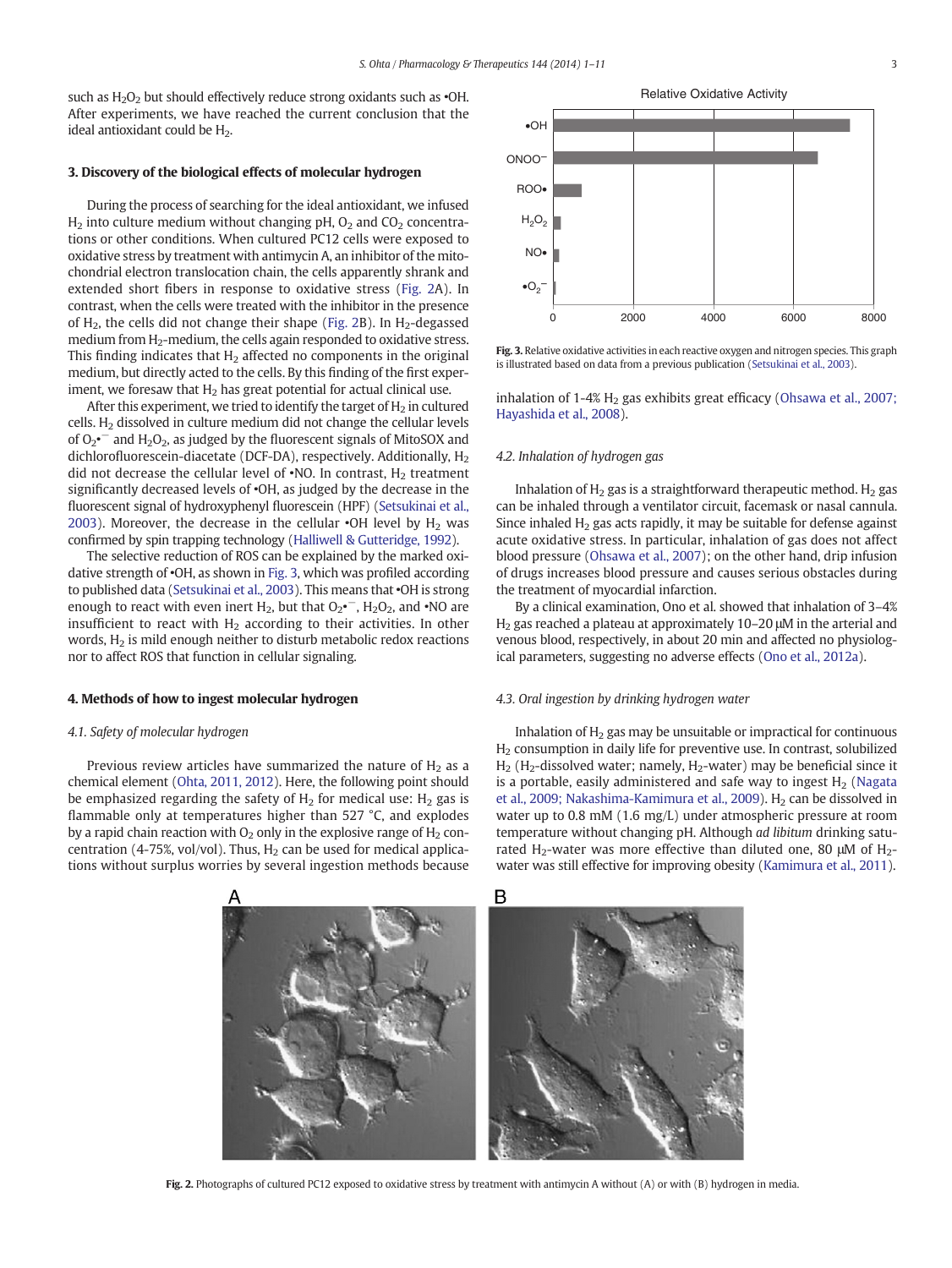such as $H_2O_2$ but should effectively reduce strong oxidants such as •OH. After experiments, we have reached the current conclusion that the ideal antioxidant could be $H_2$.

## 3. Discovery of the biological effects of molecular hydrogen

During the process of searching for the ideal antioxidant, we infused $H_2$ into culture medium without changing pH, $O_2$ and $CO_2$ concentrations or other conditions. When cultured PC12 cells were exposed to oxidative stress by treatment with antimycin A, an inhibitor of the mitochondrial electron translocation chain, the cells apparently shrank and extended short fibers in response to oxidative stress (Fig. 2A). In contrast, when the cells were treated with the inhibitor in the presence of $H_2$, the cells did not change their shape (Fig. 2B). In $H_2$-degassed medium from $H_2$-medium, the cells again responded to oxidative stress. This finding indicates that $H_2$ affected no components in the original medium, but directly acted to the cells. By this finding of the first experiment, we foresaw that $H_2$ has great potential for actual clinical use.

After this experiment, we tried to identify the target of $H_2$ in cultured cells. $H_2$ dissolved in culture medium did not change the cellular levels of $O_2$•$^-$ and $H_2O_2$, as judged by the fluorescent signals of MitoSOX and dichlorofluorescein-diacetate (DCF-DA), respectively. Additionally, $H_2$ did not decrease the cellular level of •NO. In contrast, $H_2$ treatment significantly decreased levels of •OH, as judged by the decrease in the fluorescent signal of hydroxyphenyl fluorescein (HPF) (Setsukinai et al., 2003). Moreover, the decrease in the cellular •OH level by $H_2$ was confirmed by spin trapping technology (Halliwell & Gutteridge, 1992).

The selective reduction of ROS can be explained by the marked oxidative strength of •OH, as shown in Fig. 3, which was profiled according to published data (Setsukinai et al., 2003). This means that •OH is strong enough to react with even inert $H_2$, but that $O_2$•$^-$, $H_2O_2$, and •NO are insufficient to react with $H_2$ according to their activities. In other words, $H_2$ is mild enough neither to disturb metabolic redox reactions nor to affect ROS that function in cellular signaling.

## 4. Methods of how to ingest molecular hydrogen

### 4.1. Safety of molecular hydrogen

Previous review articles have summarized the nature of $H_2$ as a chemical element (Ohta, 2011, 2012). Here, the following point should be emphasized regarding the safety of $H_2$ for medical use: $H_2$ gas is flammable only at temperatures higher than 527 °C, and explodes by a rapid chain reaction with $O_2$ only in the explosive range of $H_2$ concentration (4-75%, vol/vol). Thus, $H_2$ can be used for medical applications without surplus worries by several ingestion methods because inhalation of 1-4% $H_2$ gas exhibits great efficacy (Ohsawa et al., 2007; Hayashida et al., 2008).

Relative Oxidative Activity

| Species | Relative oxidative activity (approx.) |
|---|---|
| •OH | ~7400 |
| $ONOO^-$ | ~6600 |
| ROO• | ~700 |
| $H_2O_2$ | ~200 |
| NO• | ~150 |
| •$O_2^-$ | ~50 |

Fig. 3. Relative oxidative activities in each reactive oxygen and nitrogen species. This graph is illustrated based on data from a previous publication (Setsukinai et al., 2003).

### 4.2. Inhalation of hydrogen gas

Inhalation of $H_2$ gas is a straightforward therapeutic method. $H_2$ gas can be inhaled through a ventilator circuit, facemask or nasal cannula. Since inhaled $H_2$ gas acts rapidly, it may be suitable for defense against acute oxidative stress. In particular, inhalation of gas does not affect blood pressure (Ohsawa et al., 2007); on the other hand, drip infusion of drugs increases blood pressure and causes serious obstacles during the treatment of myocardial infarction.

By a clinical examination, Ono et al. showed that inhalation of 3–4% $H_2$ gas reached a plateau at approximately 10–20 μM in the arterial and venous blood, respectively, in about 20 min and affected no physiological parameters, suggesting no adverse effects (Ono et al., 2012a).

### 4.3. Oral ingestion by drinking hydrogen water

Inhalation of $H_2$ gas may be unsuitable or impractical for continuous $H_2$ consumption in daily life for preventive use. In contrast, solubilized $H_2$ ($H_2$-dissolved water; namely, $H_2$-water) may be beneficial since it is a portable, easily administered and safe way to ingest $H_2$ (Nagata et al., 2009; Nakashima-Kamimura et al., 2009). $H_2$ can be dissolved in water up to 0.8 mM (1.6 mg/L) under atmospheric pressure at room temperature without changing pH. Although *ad libitum* drinking saturated $H_2$-water was more effective than diluted one, 80 μM of $H_2$-water was still effective for improving obesity (Kamimura et al., 2011).

Fig. 2. Photographs of cultured PC12 exposed to oxidative stress by treatment with antimycin A without (A) or with (B) hydrogen in media.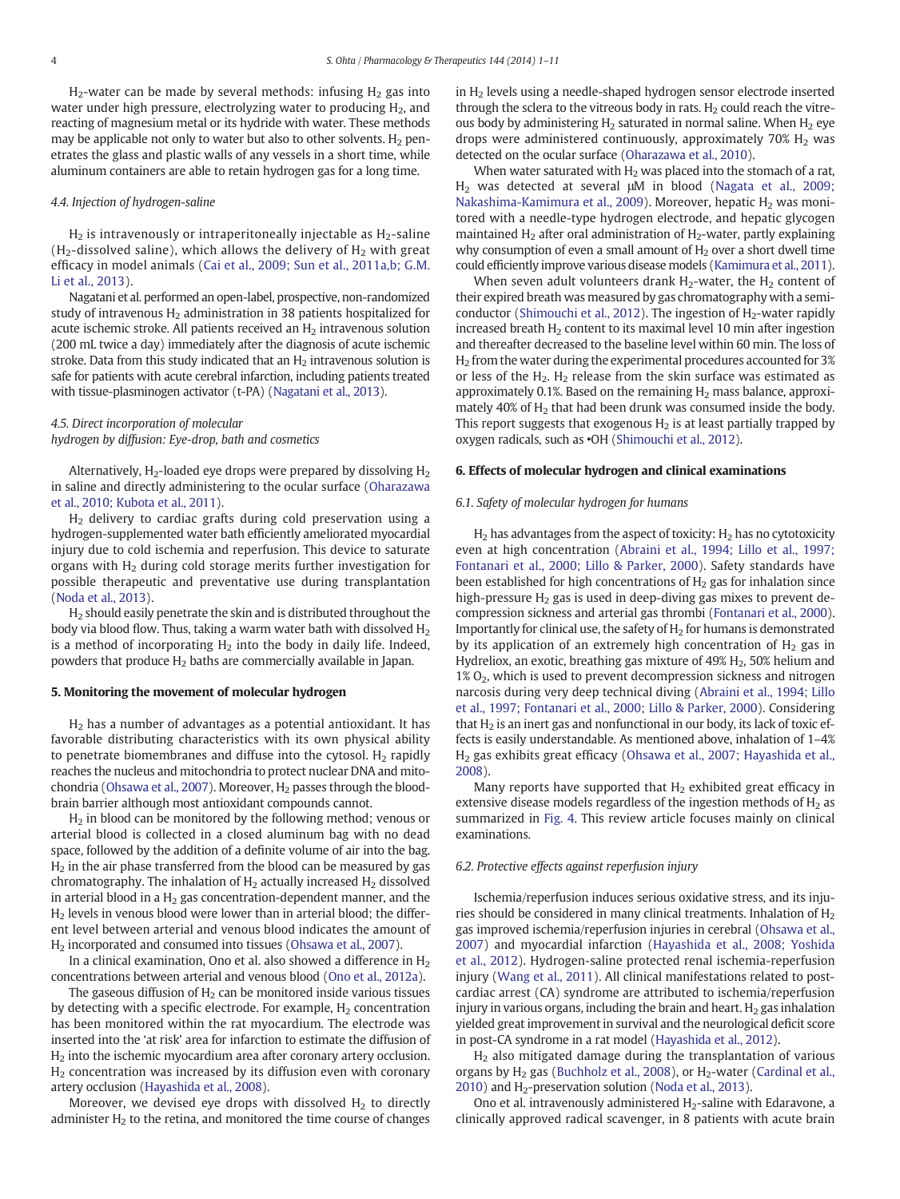$H_2$-water can be made by several methods: infusing $H_2$ gas into water under high pressure, electrolyzing water to producing $H_2$, and reacting of magnesium metal or its hydride with water. These methods may be applicable not only to water but also to other solvents. $H_2$ penetrates the glass and plastic walls of any vessels in a short time, while aluminum containers are able to retain hydrogen gas for a long time.

### 4.4. Injection of hydrogen-saline

$H_2$ is intravenously or intraperitoneally injectable as $H_2$-saline ($H_2$-dissolved saline), which allows the delivery of $H_2$ with great efficacy in model animals (Cai et al., 2009; Sun et al., 2011a,b; G.M. Li et al., 2013).

Nagatani et al. performed an open-label, prospective, non-randomized study of intravenous $H_2$ administration in 38 patients hospitalized for acute ischemic stroke. All patients received an $H_2$ intravenous solution (200 mL twice a day) immediately after the diagnosis of acute ischemic stroke. Data from this study indicated that an $H_2$ intravenous solution is safe for patients with acute cerebral infarction, including patients treated with tissue-plasminogen activator (t-PA) (Nagatani et al., 2013).

### 4.5. Direct incorporation of molecular hydrogen by diffusion: Eye-drop, bath and cosmetics

Alternatively, $H_2$-loaded eye drops were prepared by dissolving $H_2$ in saline and directly administering to the ocular surface (Oharazawa et al., 2010; Kubota et al., 2011).

$H_2$ delivery to cardiac grafts during cold preservation using a hydrogen-supplemented water bath efficiently ameliorated myocardial injury due to cold ischemia and reperfusion. This device to saturate organs with $H_2$ during cold storage merits further investigation for possible therapeutic and preventative use during transplantation (Noda et al., 2013).

$H_2$ should easily penetrate the skin and is distributed throughout the body via blood flow. Thus, taking a warm water bath with dissolved $H_2$ is a method of incorporating $H_2$ into the body in daily life. Indeed, powders that produce $H_2$ baths are commercially available in Japan.

## 5. Monitoring the movement of molecular hydrogen

$H_2$ has a number of advantages as a potential antioxidant. It has favorable distributing characteristics with its own physical ability to penetrate biomembranes and diffuse into the cytosol. $H_2$ rapidly reaches the nucleus and mitochondria to protect nuclear DNA and mitochondria (Ohsawa et al., 2007). Moreover, $H_2$ passes through the blood-brain barrier although most antioxidant compounds cannot.

$H_2$ in blood can be monitored by the following method; venous or arterial blood is collected in a closed aluminum bag with no dead space, followed by the addition of a definite volume of air into the bag. $H_2$ in the air phase transferred from the blood can be measured by gas chromatography. The inhalation of $H_2$ actually increased $H_2$ dissolved in arterial blood in a $H_2$ gas concentration-dependent manner, and the $H_2$ levels in venous blood were lower than in arterial blood; the different level between arterial and venous blood indicates the amount of $H_2$ incorporated and consumed into tissues (Ohsawa et al., 2007).

In a clinical examination, Ono et al. also showed a difference in $H_2$ concentrations between arterial and venous blood (Ono et al., 2012a).

The gaseous diffusion of $H_2$ can be monitored inside various tissues by detecting with a specific electrode. For example, $H_2$ concentration has been monitored within the rat myocardium. The electrode was inserted into the 'at risk' area for infarction to estimate the diffusion of $H_2$ into the ischemic myocardium area after coronary artery occlusion. $H_2$ concentration was increased by its diffusion even with coronary artery occlusion (Hayashida et al., 2008).

Moreover, we devised eye drops with dissolved $H_2$ to directly administer $H_2$ to the retina, and monitored the time course of changes in $H_2$ levels using a needle-shaped hydrogen sensor electrode inserted through the sclera to the vitreous body in rats. $H_2$ could reach the vitreous body by administering $H_2$ saturated in normal saline. When $H_2$ eye drops were administered continuously, approximately 70% $H_2$ was detected on the ocular surface (Oharazawa et al., 2010).

When water saturated with $H_2$ was placed into the stomach of a rat, $H_2$ was detected at several μM in blood (Nagata et al., 2009; Nakashima-Kamimura et al., 2009). Moreover, hepatic $H_2$ was monitored with a needle-type hydrogen electrode, and hepatic glycogen maintained $H_2$ after oral administration of $H_2$-water, partly explaining why consumption of even a small amount of $H_2$ over a short dwell time could efficiently improve various disease models (Kamimura et al., 2011).

When seven adult volunteers drank $H_2$-water, the $H_2$ content of their expired breath was measured by gas chromatography with a semiconductor (Shimouchi et al., 2012). The ingestion of $H_2$-water rapidly increased breath $H_2$ content to its maximal level 10 min after ingestion and thereafter decreased to the baseline level within 60 min. The loss of $H_2$ from the water during the experimental procedures accounted for 3% or less of the $H_2$. $H_2$ release from the skin surface was estimated as approximately 0.1%. Based on the remaining $H_2$ mass balance, approximately 40% of $H_2$ that had been drunk was consumed inside the body. This report suggests that exogenous $H_2$ is at least partially trapped by oxygen radicals, such as •OH (Shimouchi et al., 2012).

## 6. Effects of molecular hydrogen and clinical examinations

### 6.1. Safety of molecular hydrogen for humans

$H_2$ has advantages from the aspect of toxicity: $H_2$ has no cytotoxicity even at high concentration (Abraini et al., 1994; Lillo et al., 1997; Fontanari et al., 2000; Lillo & Parker, 2000). Safety standards have been established for high concentrations of $H_2$ gas for inhalation since high-pressure $H_2$ gas is used in deep-diving gas mixes to prevent decompression sickness and arterial gas thrombi (Fontanari et al., 2000). Importantly for clinical use, the safety of $H_2$ for humans is demonstrated by its application of an extremely high concentration of $H_2$ gas in Hydreliox, an exotic, breathing gas mixture of 49% $H_2$, 50% helium and 1% $O_2$, which is used to prevent decompression sickness and nitrogen narcosis during very deep technical diving (Abraini et al., 1994; Lillo et al., 1997; Fontanari et al., 2000; Lillo & Parker, 2000). Considering that $H_2$ is an inert gas and nonfunctional in our body, its lack of toxic effects is easily understandable. As mentioned above, inhalation of 1–4% $H_2$ gas exhibits great efficacy (Ohsawa et al., 2007; Hayashida et al., 2008).

Many reports have supported that $H_2$ exhibited great efficacy in extensive disease models regardless of the ingestion methods of $H_2$ as summarized in Fig. 4. This review article focuses mainly on clinical examinations.

### 6.2. Protective effects against reperfusion injury

Ischemia/reperfusion induces serious oxidative stress, and its injuries should be considered in many clinical treatments. Inhalation of $H_2$ gas improved ischemia/reperfusion injuries in cerebral (Ohsawa et al., 2007) and myocardial infarction (Hayashida et al., 2008; Yoshida et al., 2012). Hydrogen-saline protected renal ischemia-reperfusion injury (Wang et al., 2011). All clinical manifestations related to post-cardiac arrest (CA) syndrome are attributed to ischemia/reperfusion injury in various organs, including the brain and heart. $H_2$ gas inhalation yielded great improvement in survival and the neurological deficit score in post-CA syndrome in a rat model (Hayashida et al., 2012).

$H_2$ also mitigated damage during the transplantation of various organs by $H_2$ gas (Buchholz et al., 2008), or $H_2$-water (Cardinal et al., 2010) and $H_2$-preservation solution (Noda et al., 2013).

Ono et al. intravenously administered $H_2$-saline with Edaravone, a clinically approved radical scavenger, in 8 patients with acute brain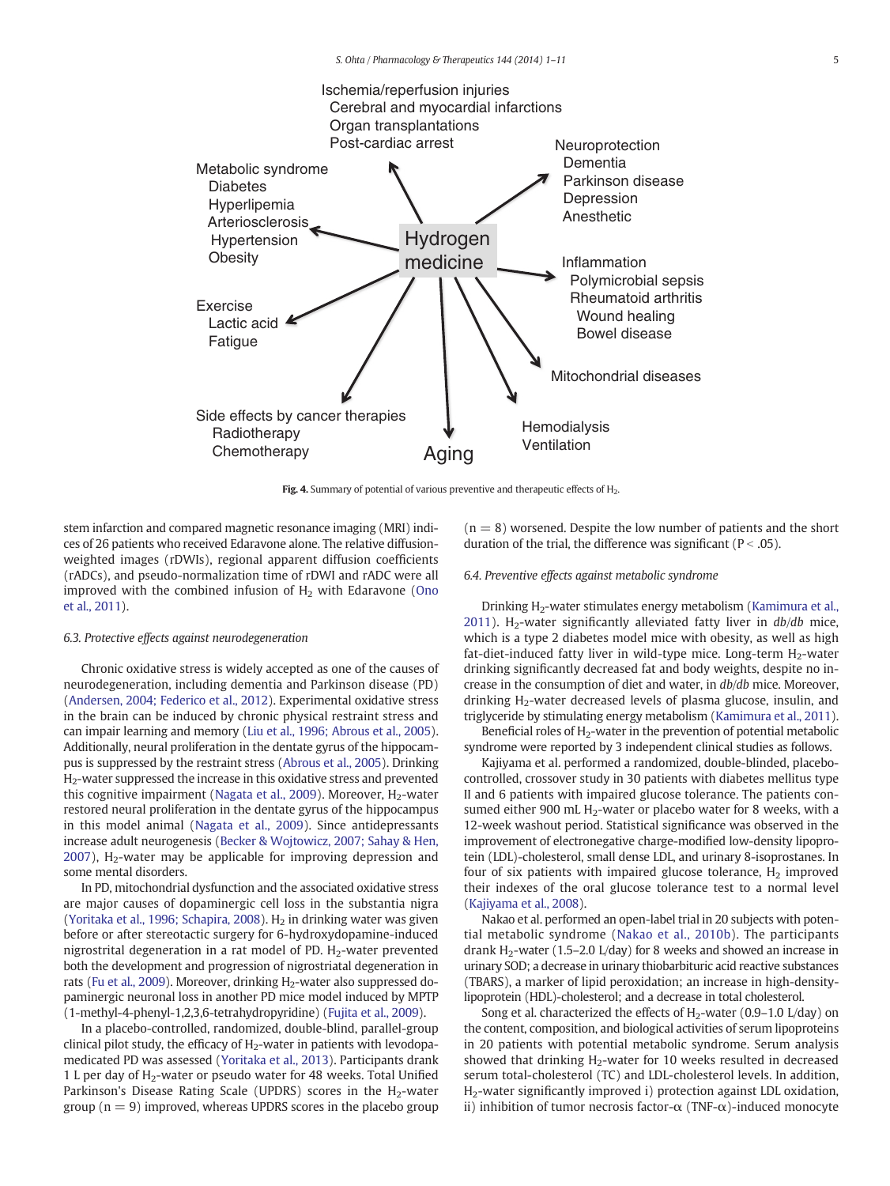Fig. 4. Summary of potential of various preventive and therapeutic effects of $H_2$.

stem infarction and compared magnetic resonance imaging (MRI) indices of 26 patients who received Edaravone alone. The relative diffusion-weighted images (rDWIs), regional apparent diffusion coefficients (rADCs), and pseudo-normalization time of rDWI and rADC were all improved with the combined infusion of $H_2$ with Edaravone (Ono et al., 2011).

### 6.3. Protective effects against neurodegeneration

Chronic oxidative stress is widely accepted as one of the causes of neurodegeneration, including dementia and Parkinson disease (PD) (Andersen, 2004; Federico et al., 2012). Experimental oxidative stress in the brain can be induced by chronic physical restraint stress and can impair learning and memory (Liu et al., 1996; Abrous et al., 2005). Additionally, neural proliferation in the dentate gyrus of the hippocampus is suppressed by the restraint stress (Abrous et al., 2005). Drinking $H_2$-water suppressed the increase in this oxidative stress and prevented this cognitive impairment (Nagata et al., 2009). Moreover, $H_2$-water restored neural proliferation in the dentate gyrus of the hippocampus in this model animal (Nagata et al., 2009). Since antidepressants increase adult neurogenesis (Becker & Wojtowicz, 2007; Sahay & Hen, 2007), $H_2$-water may be applicable for improving depression and some mental disorders.

In PD, mitochondrial dysfunction and the associated oxidative stress are major causes of dopaminergic cell loss in the substantia nigra (Yoritaka et al., 1996; Schapira, 2008). $H_2$ in drinking water was given before or after stereotactic surgery for 6-hydroxydopamine-induced nigrostrital degeneration in a rat model of PD. $H_2$-water prevented both the development and progression of nigrostriatal degeneration in rats (Fu et al., 2009). Moreover, drinking $H_2$-water also suppressed dopaminergic neuronal loss in another PD mice model induced by MPTP (1-methyl-4-phenyl-1,2,3,6-tetrahydropyridine) (Fujita et al., 2009).

In a placebo-controlled, randomized, double-blind, parallel-group clinical pilot study, the efficacy of $H_2$-water in patients with levodopa-medicated PD was assessed (Yoritaka et al., 2013). Participants drank 1 L per day of $H_2$-water or pseudo water for 48 weeks. Total Unified Parkinson's Disease Rating Scale (UPDRS) scores in the $H_2$-water group ($n = 9$) improved, whereas UPDRS scores in the placebo group ($n = 8$) worsened. Despite the low number of patients and the short duration of the trial, the difference was significant ($P < .05$).

### 6.4. Preventive effects against metabolic syndrome

Drinking $H_2$-water stimulates energy metabolism (Kamimura et al., 2011). $H_2$-water significantly alleviated fatty liver in *db/db* mice, which is a type 2 diabetes model mice with obesity, as well as high fat-diet-induced fatty liver in wild-type mice. Long-term $H_2$-water drinking significantly decreased fat and body weights, despite no increase in the consumption of diet and water, in *db/db* mice. Moreover, drinking $H_2$-water decreased levels of plasma glucose, insulin, and triglyceride by stimulating energy metabolism (Kamimura et al., 2011).

Beneficial roles of $H_2$-water in the prevention of potential metabolic syndrome were reported by 3 independent clinical studies as follows.

Kajiyama et al. performed a randomized, double-blinded, placebo-controlled, crossover study in 30 patients with diabetes mellitus type II and 6 patients with impaired glucose tolerance. The patients consumed either 900 mL $H_2$-water or placebo water for 8 weeks, with a 12-week washout period. Statistical significance was observed in the improvement of electronegative charge-modified low-density lipoprotein (LDL)-cholesterol, small dense LDL, and urinary 8-isoprostanes. In four of six patients with impaired glucose tolerance, $H_2$ improved their indexes of the oral glucose tolerance test to a normal level (Kajiyama et al., 2008).

Nakao et al. performed an open-label trial in 20 subjects with potential metabolic syndrome (Nakao et al., 2010b). The participants drank $H_2$-water (1.5–2.0 L/day) for 8 weeks and showed an increase in urinary SOD; a decrease in urinary thiobarbituric acid reactive substances (TBARS), a marker of lipid peroxidation; an increase in high-density-lipoprotein (HDL)-cholesterol; and a decrease in total cholesterol.

Song et al. characterized the effects of $H_2$-water (0.9–1.0 L/day) on the content, composition, and biological activities of serum lipoproteins in 20 patients with potential metabolic syndrome. Serum analysis showed that drinking $H_2$-water for 10 weeks resulted in decreased serum total-cholesterol (TC) and LDL-cholesterol levels. In addition, $H_2$-water significantly improved i) protection against LDL oxidation, ii) inhibition of tumor necrosis factor-$\alpha$ (TNF-$\alpha$)-induced monocyte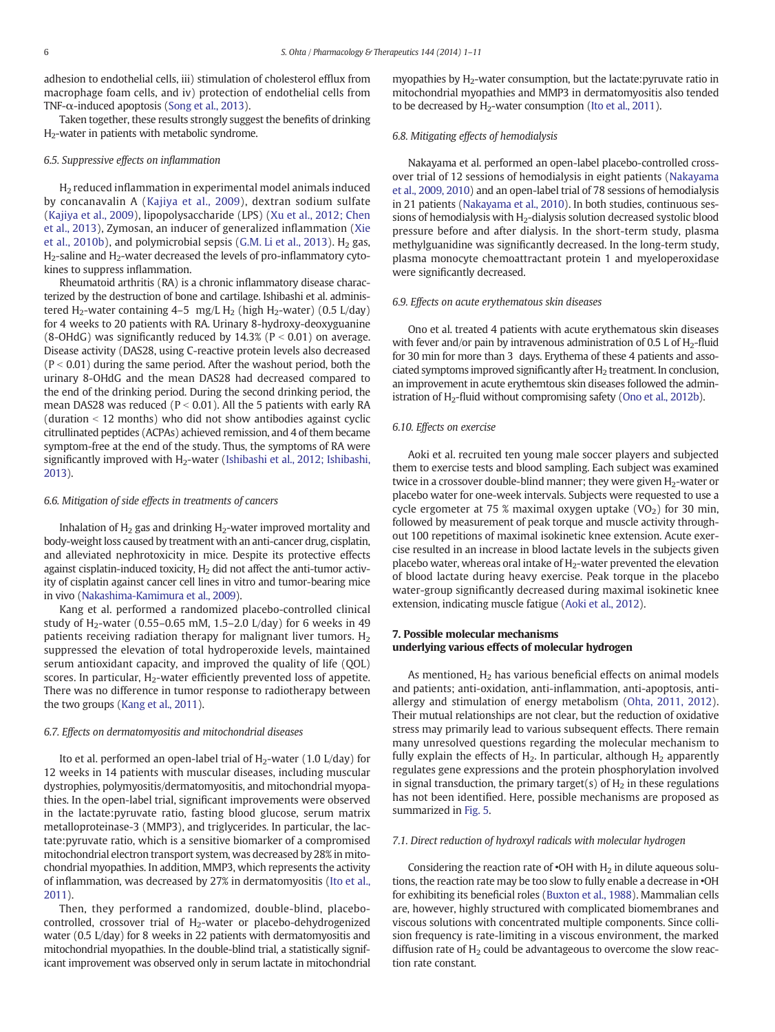adhesion to endothelial cells, iii) stimulation of cholesterol efflux from macrophage foam cells, and iv) protection of endothelial cells from TNF-α-induced apoptosis (Song et al., 2013).

Taken together, these results strongly suggest the benefits of drinking $H_2$-water in patients with metabolic syndrome.

### 6.5. Suppressive effects on inflammation

$H_2$ reduced inflammation in experimental model animals induced by concanavalin A (Kajiya et al., 2009), dextran sodium sulfate (Kajiya et al., 2009), lipopolysaccharide (LPS) (Xu et al., 2012; Chen et al., 2013), Zymosan, an inducer of generalized inflammation (Xie et al., 2010b), and polymicrobial sepsis (G.M. Li et al., 2013). $H_2$ gas, $H_2$-saline and $H_2$-water decreased the levels of pro-inflammatory cytokines to suppress inflammation.

Rheumatoid arthritis (RA) is a chronic inflammatory disease characterized by the destruction of bone and cartilage. Ishibashi et al. administered $H_2$-water containing 4–5 mg/L $H_2$ (high $H_2$-water) (0.5 L/day) for 4 weeks to 20 patients with RA. Urinary 8-hydroxy-deoxyguanine (8-OHdG) was significantly reduced by 14.3% ($P < 0.01$) on average. Disease activity (DAS28, using C-reactive protein levels also decreased ($P < 0.01$) during the same period. After the washout period, both the urinary 8-OHdG and the mean DAS28 had decreased compared to the end of the drinking period. During the second drinking period, the mean DAS28 was reduced ($P < 0.01$). All the 5 patients with early RA (duration < 12 months) who did not show antibodies against cyclic citrullinated peptides (ACPAs) achieved remission, and 4 of them became symptom-free at the end of the study. Thus, the symptoms of RA were significantly improved with $H_2$-water (Ishibashi et al., 2012; Ishibashi, 2013).

### 6.6. Mitigation of side effects in treatments of cancers

Inhalation of $H_2$ gas and drinking $H_2$-water improved mortality and body-weight loss caused by treatment with an anti-cancer drug, cisplatin, and alleviated nephrotoxicity in mice. Despite its protective effects against cisplatin-induced toxicity, $H_2$ did not affect the anti-tumor activity of cisplatin against cancer cell lines in vitro and tumor-bearing mice in vivo (Nakashima-Kamimura et al., 2009).

Kang et al. performed a randomized placebo-controlled clinical study of $H_2$-water (0.55–0.65 mM, 1.5–2.0 L/day) for 6 weeks in 49 patients receiving radiation therapy for malignant liver tumors. $H_2$ suppressed the elevation of total hydroperoxide levels, maintained serum antioxidant capacity, and improved the quality of life (QOL) scores. In particular, $H_2$-water efficiently prevented loss of appetite. There was no difference in tumor response to radiotherapy between the two groups (Kang et al., 2011).

### 6.7. Effects on dermatomyositis and mitochondrial diseases

Ito et al. performed an open-label trial of $H_2$-water (1.0 L/day) for 12 weeks in 14 patients with muscular diseases, including muscular dystrophies, polymyositis/dermatomyositis, and mitochondrial myopathies. In the open-label trial, significant improvements were observed in the lactate:pyruvate ratio, fasting blood glucose, serum matrix metalloproteinase-3 (MMP3), and triglycerides. In particular, the lactate:pyruvate ratio, which is a sensitive biomarker of a compromised mitochondrial electron transport system, was decreased by 28% in mitochondrial myopathies. In addition, MMP3, which represents the activity of inflammation, was decreased by 27% in dermatomyositis (Ito et al., 2011).

Then, they performed a randomized, double-blind, placebo-controlled, crossover trial of $H_2$-water or placebo-dehydrogenized water (0.5 L/day) for 8 weeks in 22 patients with dermatomyositis and mitochondrial myopathies. In the double-blind trial, a statistically significant improvement was observed only in serum lactate in mitochondrial myopathies by $H_2$-water consumption, but the lactate:pyruvate ratio in mitochondrial myopathies and MMP3 in dermatomyositis also tended to be decreased by $H_2$-water consumption (Ito et al., 2011).

### 6.8. Mitigating effects of hemodialysis

Nakayama et al. performed an open-label placebo-controlled crossover trial of 12 sessions of hemodialysis in eight patients (Nakayama et al., 2009, 2010) and an open-label trial of 78 sessions of hemodialysis in 21 patients (Nakayama et al., 2010). In both studies, continuous sessions of hemodialysis with $H_2$-dialysis solution decreased systolic blood pressure before and after dialysis. In the short-term study, plasma methylguanidine was significantly decreased. In the long-term study, plasma monocyte chemoattractant protein 1 and myeloperoxidase were significantly decreased.

### 6.9. Effects on acute erythematous skin diseases

Ono et al. treated 4 patients with acute erythematous skin diseases with fever and/or pain by intravenous administration of 0.5 L of $H_2$-fluid for 30 min for more than 3 days. Erythema of these 4 patients and associated symptoms improved significantly after $H_2$ treatment. In conclusion, an improvement in acute erythemtous skin diseases followed the administration of $H_2$-fluid without compromising safety (Ono et al., 2012b).

### 6.10. Effects on exercise

Aoki et al. recruited ten young male soccer players and subjected them to exercise tests and blood sampling. Each subject was examined twice in a crossover double-blind manner; they were given $H_2$-water or placebo water for one-week intervals. Subjects were requested to use a cycle ergometer at 75 % maximal oxygen uptake ($VO_2$) for 30 min, followed by measurement of peak torque and muscle activity throughout 100 repetitions of maximal isokinetic knee extension. Acute exercise resulted in an increase in blood lactate levels in the subjects given placebo water, whereas oral intake of $H_2$-water prevented the elevation of blood lactate during heavy exercise. Peak torque in the placebo water-group significantly decreased during maximal isokinetic knee extension, indicating muscle fatigue (Aoki et al., 2012).

## 7. Possible molecular mechanisms underlying various effects of molecular hydrogen

As mentioned, $H_2$ has various beneficial effects on animal models and patients; anti-oxidation, anti-inflammation, anti-apoptosis, anti-allergy and stimulation of energy metabolism (Ohta, 2011, 2012). Their mutual relationships are not clear, but the reduction of oxidative stress may primarily lead to various subsequent effects. There remain many unresolved questions regarding the molecular mechanism to fully explain the effects of $H_2$. In particular, although $H_2$ apparently regulates gene expressions and the protein phosphorylation involved in signal transduction, the primary target(s) of $H_2$ in these regulations has not been identified. Here, possible mechanisms are proposed as summarized in Fig. 5.

### 7.1. Direct reduction of hydroxyl radicals with molecular hydrogen

Considering the reaction rate of •OH with $H_2$ in dilute aqueous solutions, the reaction rate may be too slow to fully enable a decrease in •OH for exhibiting its beneficial roles (Buxton et al., 1988). Mammalian cells are, however, highly structured with complicated biomembranes and viscous solutions with concentrated multiple components. Since collision frequency is rate-limiting in a viscous environment, the marked diffusion rate of $H_2$ could be advantageous to overcome the slow reaction rate constant.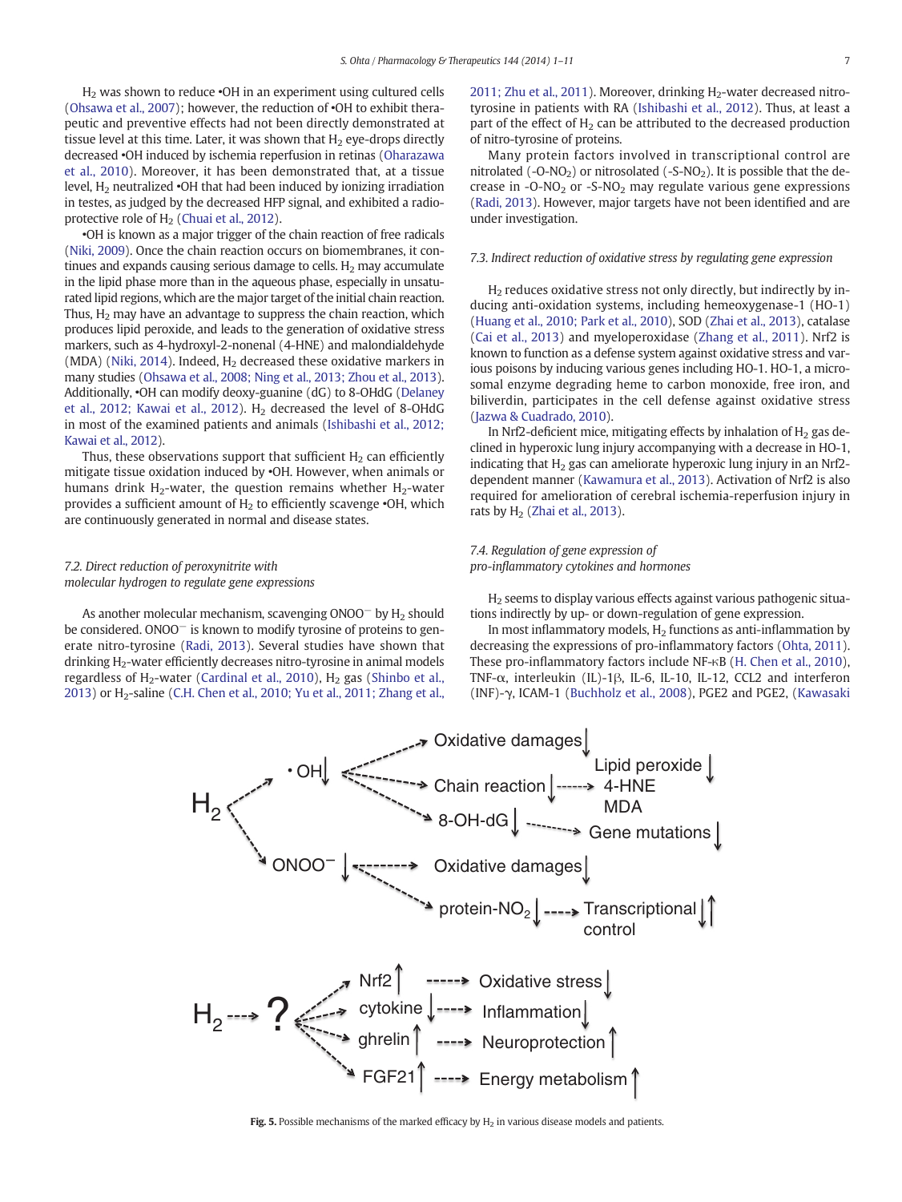$H_2$ was shown to reduce •OH in an experiment using cultured cells (Ohsawa et al., 2007); however, the reduction of •OH to exhibit therapeutic and preventive effects had not been directly demonstrated at tissue level at this time. Later, it was shown that $H_2$ eye-drops directly decreased •OH induced by ischemia reperfusion in retinas (Oharazawa et al., 2010). Moreover, it has been demonstrated that, at a tissue level, $H_2$ neutralized •OH that had been induced by ionizing irradiation in testes, as judged by the decreased HFP signal, and exhibited a radioprotective role of $H_2$ (Chuai et al., 2012).

•OH is known as a major trigger of the chain reaction of free radicals (Niki, 2009). Once the chain reaction occurs on biomembranes, it continues and expands causing serious damage to cells. $H_2$ may accumulate in the lipid phase more than in the aqueous phase, especially in unsaturated lipid regions, which are the major target of the initial chain reaction. Thus, $H_2$ may have an advantage to suppress the chain reaction, which produces lipid peroxide, and leads to the generation of oxidative stress markers, such as 4-hydroxyl-2-nonenal (4-HNE) and malondialdehyde (MDA) (Niki, 2014). Indeed, $H_2$ decreased these oxidative markers in many studies (Ohsawa et al., 2008; Ning et al., 2013; Zhou et al., 2013). Additionally, •OH can modify deoxy-guanine (dG) to 8-OHdG (Delaney et al., 2012; Kawai et al., 2012). $H_2$ decreased the level of 8-OHdG in most of the examined patients and animals (Ishibashi et al., 2012; Kawai et al., 2012).

Thus, these observations support that sufficient $H_2$ can efficiently mitigate tissue oxidation induced by •OH. However, when animals or humans drink $H_2$-water, the question remains whether $H_2$-water provides a sufficient amount of $H_2$ to efficiently scavenge •OH, which are continuously generated in normal and disease states.

### 7.2. Direct reduction of peroxynitrite with molecular hydrogen to regulate gene expressions

As another molecular mechanism, scavenging $ONOO^-$ by $H_2$ should be considered. $ONOO^-$ is known to modify tyrosine of proteins to generate nitro-tyrosine (Radi, 2013). Several studies have shown that drinking $H_2$-water efficiently decreases nitro-tyrosine in animal models regardless of $H_2$-water (Cardinal et al., 2010), $H_2$ gas (Shinbo et al., 2013) or $H_2$-saline (C.H. Chen et al., 2010; Yu et al., 2011; Zhang et al., 2011; Zhu et al., 2011). Moreover, drinking $H_2$-water decreased nitro-tyrosine in patients with RA (Ishibashi et al., 2012). Thus, at least a part of the effect of $H_2$ can be attributed to the decreased production of nitro-tyrosine of proteins.

Many protein factors involved in transcriptional control are nitrolated (-O-$NO_2$) or nitrosolated (-S-$NO_2$). It is possible that the decrease in -O-$NO_2$ or -S-$NO_2$ may regulate various gene expressions (Radi, 2013). However, major targets have not been identified and are under investigation.

### 7.3. Indirect reduction of oxidative stress by regulating gene expression

$H_2$ reduces oxidative stress not only directly, but indirectly by inducing anti-oxidation systems, including hemeoxygenase-1 (HO-1) (Huang et al., 2010; Park et al., 2010), SOD (Zhai et al., 2013), catalase (Cai et al., 2013) and myeloperoxidase (Zhang et al., 2011). Nrf2 is known to function as a defense system against oxidative stress and various poisons by inducing various genes including HO-1. HO-1, a microsomal enzyme degrading heme to carbon monoxide, free iron, and biliverdin, participates in the cell defense against oxidative stress (Jazwa & Cuadrado, 2010).

In Nrf2-deficient mice, mitigating effects by inhalation of $H_2$ gas declined in hyperoxic lung injury accompanying with a decrease in HO-1, indicating that $H_2$ gas can ameliorate hyperoxic lung injury in an Nrf2-dependent manner (Kawamura et al., 2013). Activation of Nrf2 is also required for amelioration of cerebral ischemia-reperfusion injury in rats by $H_2$ (Zhai et al., 2013).

### 7.4. Regulation of gene expression of pro-inflammatory cytokines and hormones

$H_2$ seems to display various effects against various pathogenic situations indirectly by up- or down-regulation of gene expression.

In most inflammatory models, $H_2$ functions as anti-inflammation by decreasing the expressions of pro-inflammatory factors (Ohta, 2011). These pro-inflammatory factors include NF-κB (H. Chen et al., 2010), TNF-α, interleukin (IL)-1β, IL-6, IL-10, IL-12, CCL2 and interferon (INF)-γ, ICAM-1 (Buchholz et al., 2008), PGE2 and PGE2, (Kawasaki

**Fig. 5.** Possible mechanisms of the marked efficacy by $H_2$ in various disease models and patients.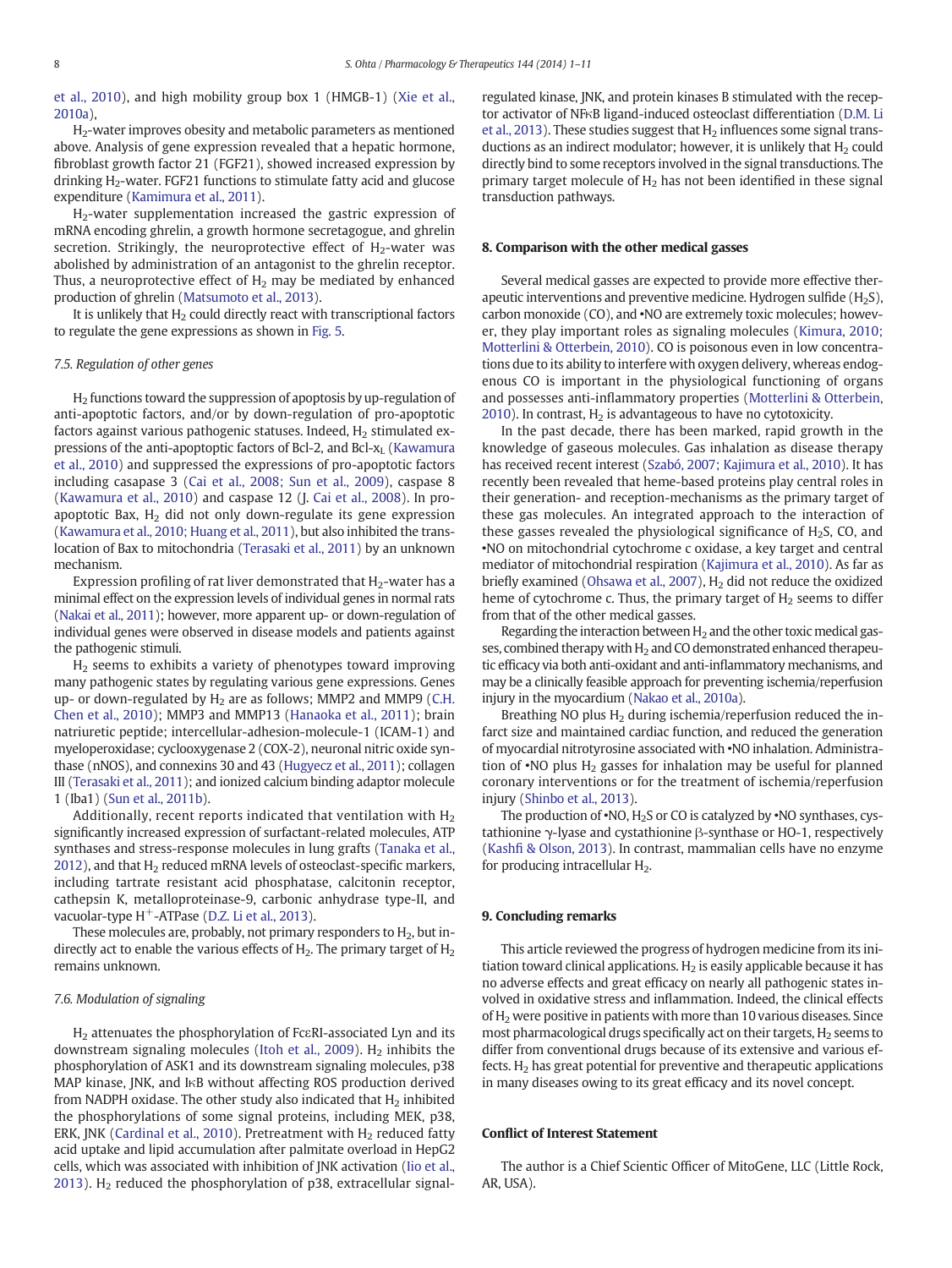et al., 2010), and high mobility group box 1 (HMGB-1) (Xie et al., 2010a),

$H_2$-water improves obesity and metabolic parameters as mentioned above. Analysis of gene expression revealed that a hepatic hormone, fibroblast growth factor 21 (FGF21), showed increased expression by drinking $H_2$-water. FGF21 functions to stimulate fatty acid and glucose expenditure (Kamimura et al., 2011).

$H_2$-water supplementation increased the gastric expression of mRNA encoding ghrelin, a growth hormone secretagogue, and ghrelin secretion. Strikingly, the neuroprotective effect of $H_2$-water was abolished by administration of an antagonist to the ghrelin receptor. Thus, a neuroprotective effect of $H_2$ may be mediated by enhanced production of ghrelin (Matsumoto et al., 2013).

It is unlikely that $H_2$ could directly react with transcriptional factors to regulate the gene expressions as shown in Fig. 5.

### 7.5. Regulation of other genes

$H_2$ functions toward the suppression of apoptosis by up-regulation of anti-apoptotic factors, and/or by down-regulation of pro-apoptotic factors against various pathogenic statuses. Indeed, $H_2$ stimulated expressions of the anti-apoptotic factors of Bcl-2, and Bcl-$x_L$ (Kawamura et al., 2010) and suppressed the expressions of pro-apoptotic factors including casapase 3 (Cai et al., 2008; Sun et al., 2009), caspase 8 (Kawamura et al., 2010) and caspase 12 (J. Cai et al., 2008). In pro-apoptotic Bax, $H_2$ did not only down-regulate its gene expression (Kawamura et al., 2010; Huang et al., 2011), but also inhibited the translocation of Bax to mitochondria (Terasaki et al., 2011) by an unknown mechanism.

Expression profiling of rat liver demonstrated that $H_2$-water has a minimal effect on the expression levels of individual genes in normal rats (Nakai et al., 2011); however, more apparent up- or down-regulation of individual genes were observed in disease models and patients against the pathogenic stimuli.

$H_2$ seems to exhibits a variety of phenotypes toward improving many pathogenic states by regulating various gene expressions. Genes up- or down-regulated by $H_2$ are as follows; MMP2 and MMP9 (C.H. Chen et al., 2010); MMP3 and MMP13 (Hanaoka et al., 2011); brain natriuretic peptide; intercellular-adhesion-molecule-1 (ICAM-1) and myeloperoxidase; cyclooxygenase 2 (COX-2), neuronal nitric oxide synthase (nNOS), and connexins 30 and 43 (Hugyecz et al., 2011); collagen III (Terasaki et al., 2011); and ionized calcium binding adaptor molecule 1 (Iba1) (Sun et al., 2011b).

Additionally, recent reports indicated that ventilation with $H_2$ significantly increased expression of surfactant-related molecules, ATP synthases and stress-response molecules in lung grafts (Tanaka et al., 2012), and that $H_2$ reduced mRNA levels of osteoclast-specific markers, including tartrate resistant acid phosphatase, calcitonin receptor, cathepsin K, metalloproteinase-9, carbonic anhydrase type-II, and vacuolar-type $H^+$-ATPase (D.Z. Li et al., 2013).

These molecules are, probably, not primary responders to $H_2$, but indirectly act to enable the various effects of $H_2$. The primary target of $H_2$ remains unknown.

### 7.6. Modulation of signaling

$H_2$ attenuates the phosphorylation of FcεRI-associated Lyn and its downstream signaling molecules (Itoh et al., 2009). $H_2$ inhibits the phosphorylation of ASK1 and its downstream signaling molecules, p38 MAP kinase, JNK, and IκB without affecting ROS production derived from NADPH oxidase. The other study also indicated that $H_2$ inhibited the phosphorylations of some signal proteins, including MEK, p38, ERK, JNK (Cardinal et al., 2010). Pretreatment with $H_2$ reduced fatty acid uptake and lipid accumulation after palmitate overload in HepG2 cells, which was associated with inhibition of JNK activation (Iio et al., 2013). $H_2$ reduced the phosphorylation of p38, extracellular signal-regulated kinase, JNK, and protein kinases B stimulated with the receptor activator of NFκB ligand-induced osteoclast differentiation (D.M. Li et al., 2013). These studies suggest that $H_2$ influences some signal transductions as an indirect modulator; however, it is unlikely that $H_2$ could directly bind to some receptors involved in the signal transductions. The primary target molecule of $H_2$ has not been identified in these signal transduction pathways.

## 8. Comparison with the other medical gasses

Several medical gasses are expected to provide more effective therapeutic interventions and preventive medicine. Hydrogen sulfide ($H_2S$), carbon monoxide (CO), and •NO are extremely toxic molecules; however, they play important roles as signaling molecules (Kimura, 2010; Motterlini & Otterbein, 2010). CO is poisonous even in low concentrations due to its ability to interfere with oxygen delivery, whereas endogenous CO is important in the physiological functioning of organs and possesses anti-inflammatory properties (Motterlini & Otterbein, 2010). In contrast, $H_2$ is advantageous to have no cytotoxicity.

In the past decade, there has been marked, rapid growth in the knowledge of gaseous molecules. Gas inhalation as disease therapy has received recent interest (Szabó, 2007; Kajimura et al., 2010). It has recently been revealed that heme-based proteins play central roles in their generation- and reception-mechanisms as the primary target of these gas molecules. An integrated approach to the interaction of these gasses revealed the physiological significance of $H_2S$, CO, and •NO on mitochondrial cytochrome c oxidase, a key target and central mediator of mitochondrial respiration (Kajimura et al., 2010). As far as briefly examined (Ohsawa et al., 2007), $H_2$ did not reduce the oxidized heme of cytochrome c. Thus, the primary target of $H_2$ seems to differ from that of the other medical gasses.

Regarding the interaction between $H_2$ and the other toxic medical gasses, combined therapy with $H_2$ and CO demonstrated enhanced therapeutic efficacy via both anti-oxidant and anti-inflammatory mechanisms, and may be a clinically feasible approach for preventing ischemia/reperfusion injury in the myocardium (Nakao et al., 2010a).

Breathing NO plus $H_2$ during ischemia/reperfusion reduced the infarct size and maintained cardiac function, and reduced the generation of myocardial nitrotyrosine associated with •NO inhalation. Administration of •NO plus $H_2$ gasses for inhalation may be useful for planned coronary interventions or for the treatment of ischemia/reperfusion injury (Shinbo et al., 2013).

The production of •NO, $H_2S$ or CO is catalyzed by •NO synthases, cystathionine γ-lyase and cystathionine β-synthase or HO-1, respectively (Kashfi & Olson, 2013). In contrast, mammalian cells have no enzyme for producing intracellular $H_2$.

## 9. Concluding remarks

This article reviewed the progress of hydrogen medicine from its initiation toward clinical applications. $H_2$ is easily applicable because it has no adverse effects and great efficacy on nearly all pathogenic states involved in oxidative stress and inflammation. Indeed, the clinical effects of $H_2$ were positive in patients with more than 10 various diseases. Since most pharmacological drugs specifically act on their targets, $H_2$ seems to differ from conventional drugs because of its extensive and various effects. $H_2$ has great potential for preventive and therapeutic applications in many diseases owing to its great efficacy and its novel concept.

## Conflict of Interest Statement

The author is a Chief Scientic Officer of MitoGene, LLC (Little Rock, AR, USA).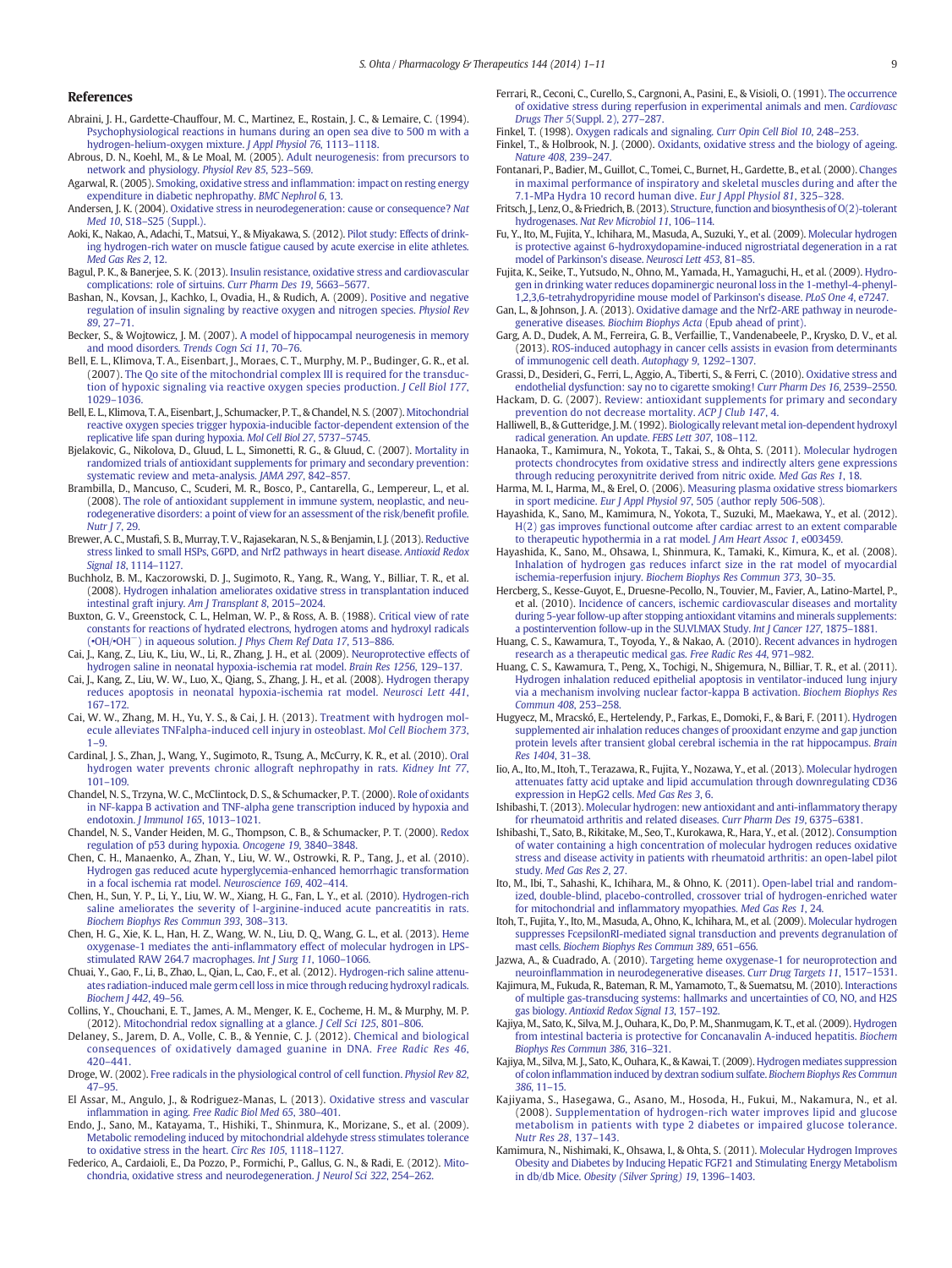## References

Abraini, J. H., Gardette-Chauffour, M. C., Martinez, E., Rostain, J. C., & Lemaire, C. (1994). Psychophysiological reactions in humans during an open sea dive to 500 m with a hydrogen-helium-oxygen mixture. *J Appl Physiol 76*, 1113–1118.

Abrous, D. N., Koehl, M., & Le Moal, M. (2005). Adult neurogenesis: from precursors to network and physiology. *Physiol Rev 85*, 523–569.

Agarwal, R. (2005). Smoking, oxidative stress and inflammation: impact on resting energy expenditure in diabetic nephropathy. *BMC Nephrol 6*, 13.

Andersen, J. K. (2004). Oxidative stress in neurodegeneration: cause or consequence? *Nat Med 10*, S18–S25 (Suppl.).

Aoki, K., Nakao, A., Adachi, T., Matsui, Y., & Miyakawa, S. (2012). Pilot study: Effects of drinking hydrogen-rich water on muscle fatigue caused by acute exercise in elite athletes. *Med Gas Res 2*, 12.

Bagul, P. K., & Banerjee, S. K. (2013). Insulin resistance, oxidative stress and cardiovascular complications: role of sirtuins. *Curr Pharm Des 19*, 5663–5677.

Bashan, N., Kovsan, J., Kachko, I., Ovadia, H., & Rudich, A. (2009). Positive and negative regulation of insulin signaling by reactive oxygen and nitrogen species. *Physiol Rev 89*, 27–71.

Becker, S., & Wojtowicz, J. M. (2007). A model of hippocampal neurogenesis in memory and mood disorders. *Trends Cogn Sci 11*, 70–76.

Bell, E. L., Klimova, T. A., Eisenbart, J., Moraes, C. T., Murphy, M. P., Budinger, G. R., et al. (2007). The Qo site of the mitochondrial complex III is required for the transduction of hypoxic signaling via reactive oxygen species production. *J Cell Biol 177*, 1029–1036.

Bell, E. L., Klimova, T. A., Eisenbart, J., Schumacker, P. T., & Chandel, N. S. (2007). Mitochondrial reactive oxygen species trigger hypoxia-inducible factor-dependent extension of the replicative life span during hypoxia. *Mol Cell Biol 27*, 5737–5745.

Bjelakovic, G., Nikolova, D., Gluud, L. L., Simonetti, R. G., & Gluud, C. (2007). Mortality in randomized trials of antioxidant supplements for primary and secondary prevention: systematic review and meta-analysis. *JAMA 297*, 842–857.

Brambilla, D., Mancuso, C., Scuderi, M. R., Bosco, P., Cantarella, G., Lempereur, L., et al. (2008). The role of antioxidant supplement in immune system, neoplastic, and neurodegenerative disorders: a point of view for an assessment of the risk/benefit profile. *Nutr J 7*, 29.

Brewer, A. C., Mustafi, S. B., Murray, T. V., Rajasekaran, N. S., & Benjamin, I. J. (2013). Reductive stress linked to small HSPs, G6PD, and Nrf2 pathways in heart disease. *Antioxid Redox Signal 18*, 1114–1127.

Buchholz, B. M., Kaczorowski, D. J., Sugimoto, R., Yang, R., Wang, Y., Billiar, T. R., et al. (2008). Hydrogen inhalation ameliorates oxidative stress in transplantation induced intestinal graft injury. *Am J Transplant 8*, 2015–2024.

Buxton, G. V., Greenstock, C. L., Helman, W. P., & Ross, A. B. (1988). Critical view of rate constants for reactions of hydrated electrons, hydrogen atoms and hydroxyl radicals (•OH/•OH⁻) in aqueous solution. *J Phys Chem Ref Data 17*, 513–886.

Cai, J., Kang, Z., Liu, K., Liu, W., Li, R., Zhang, J. H., et al. (2009). Neuroprotective effects of hydrogen saline in neonatal hypoxia-ischemia rat model. *Brain Res 1256*, 129–137.

Cai, J., Kang, Z., Liu, W. W., Luo, X., Qiang, S., Zhang, J. H., et al. (2008). Hydrogen therapy reduces apoptosis in neonatal hypoxia-ischemia rat model. *Neurosci Lett 441*, 167–172.

Cai, W. W., Zhang, M. H., Yu, Y. S., & Cai, J. H. (2013). Treatment with hydrogen molecule alleviates TNFalpha-induced cell injury in osteoblast. *Mol Cell Biochem 373*, 1–9.

Cardinal, J. S., Zhan, J., Wang, Y., Sugimoto, R., Tsung, A., McCurry, K. R., et al. (2010). Oral hydrogen water prevents chronic allograft nephropathy in rats. *Kidney Int 77*, 101–109.

Chandel, N. S., Trzyna, W. C., McClintock, D. S., & Schumacker, P. T. (2000). Role of oxidants in NF-kappa B activation and TNF-alpha gene transcription induced by hypoxia and endotoxin. *J Immunol 165*, 1013–1021.

Chandel, N. S., Vander Heiden, M. G., Thompson, C. B., & Schumacker, P. T. (2000). Redox regulation of p53 during hypoxia. *Oncogene 19*, 3840–3848.

Chen, C. H., Manaenko, A., Zhan, Y., Liu, W. W., Ostrowki, R. P., Tang, J., et al. (2010). Hydrogen gas reduced acute hyperglycemia-enhanced hemorrhagic transformation in a focal ischemia rat model. *Neuroscience 169*, 402–414.

Chen, H., Sun, Y. P., Li, Y., Liu, W. W., Xiang, H. G., Fan, L. Y., et al. (2010). Hydrogen-rich saline ameliorates the severity of l-arginine-induced acute pancreatitis in rats. *Biochem Biophys Res Commun 393*, 308–313.

Chen, H. G., Xie, K. L., Han, H. Z., Wang, W. N., Liu, D. Q., Wang, G. L., et al. (2013). Heme oxygenase-1 mediates the anti-inflammatory effect of molecular hydrogen in LPS-stimulated RAW 264.7 macrophages. *Int J Surg 11*, 1060–1066.

Chuai, Y., Gao, F., Li, B., Zhao, L., Qian, L., Cao, F., et al. (2012). Hydrogen-rich saline attenuates radiation-induced male germ cell loss in mice through reducing hydroxyl radicals. *Biochem J 442*, 49–56.

Collins, Y., Chouchani, E. T., James, A. M., Menger, K. E., Cocheme, H. M., & Murphy, M. P. (2012). Mitochondrial redox signalling at a glance. *J Cell Sci 125*, 801–806.

Delaney, S., Jarem, D. A., Volle, C. B., & Yennie, C. J. (2012). Chemical and biological consequences of oxidatively damaged guanine in DNA. *Free Radic Res 46*, 420–441.

Droge, W. (2002). Free radicals in the physiological control of cell function. *Physiol Rev 82*, 47–95.

El Assar, M., Angulo, J., & Rodriguez-Manas, L. (2013). Oxidative stress and vascular inflammation in aging. *Free Radic Biol Med 65*, 380–401.

Endo, J., Sano, M., Katayama, T., Hishiki, T., Shinmura, K., Morizane, S., et al. (2009). Metabolic remodeling induced by mitochondrial aldehyde stress stimulates tolerance to oxidative stress in the heart. *Circ Res 105*, 1118–1127.

Federico, A., Cardaioli, E., Da Pozzo, P., Formichi, P., Gallus, G. N., & Radi, E. (2012). Mitochondria, oxidative stress and neurodegeneration. *J Neurol Sci 322*, 254–262.

Ferrari, R., Ceconi, C., Curello, S., Cargnoni, A., Pasini, E., & Visioli, O. (1991). The occurrence of oxidative stress during reperfusion in experimental animals and men. *Cardiovasc Drugs Ther 5*(Suppl. 2), 277–287.

Finkel, T. (1998). Oxygen radicals and signaling. *Curr Opin Cell Biol 10*, 248–253.

Finkel, T., & Holbrook, N. J. (2000). Oxidants, oxidative stress and the biology of ageing. *Nature 408*, 239–247.

Fontanari, P., Badier, M., Guillot, C., Tomei, C., Burnet, H., Gardette, B., et al. (2000). Changes in maximal performance of inspiratory and skeletal muscles during and after the 7.1-MPa Hydra 10 record human dive. *Eur J Appl Physiol 81*, 325–328.

Fritsch, J., Lenz, O., & Friedrich, B. (2013). Structure, function and biosynthesis of O(2)-tolerant hydrogenases. *Nat Rev Microbiol 11*, 106–114.

Fu, Y., Ito, M., Fujita, Y., Ichihara, M., Masuda, A., Suzuki, Y., et al. (2009). Molecular hydrogen is protective against 6-hydroxydopamine-induced nigrostriatal degeneration in a rat model of Parkinson's disease. *Neurosci Lett 453*, 81–85.

Fujita, K., Seike, T., Yutsudo, N., Ohno, M., Yamada, H., Yamaguchi, H., et al. (2009). Hydrogen in drinking water reduces dopaminergic neuronal loss in the 1-methyl-4-phenyl-1,2,3,6-tetrahydropyridine mouse model of Parkinson's disease. *PLoS One 4*, e7247.

Gan, L., & Johnson, J. A. (2013). Oxidative damage and the Nrf2-ARE pathway in neurodegenerative diseases. *Biochim Biophys Acta* (Epub ahead of print).

Garg, A. D., Dudek, A. M., Ferreira, G. B., Verfaillie, T., Vandenabeele, P., Krysko, D. V., et al. (2013). ROS-induced autophagy in cancer cells assists in evasion from determinants of immunogenic cell death. *Autophagy 9*, 1292–1307.

Grassi, D., Desideri, G., Ferri, L., Aggio, A., Tiberti, S., & Ferri, C. (2010). Oxidative stress and endothelial dysfunction: say no to cigarette smoking! *Curr Pharm Des 16*, 2539–2550.

Hackam, D. G. (2007). Review: antioxidant supplements for primary and secondary prevention do not decrease mortality. *ACP J Club 147*, 4.

Halliwell, B., & Gutteridge, J. M. (1992). Biologically relevant metal ion-dependent hydroxyl radical generation. An update. *FEBS Lett 307*, 108–112.

Hanaoka, T., Kamimura, N., Yokota, T., Takai, S., & Ohta, S. (2011). Molecular hydrogen protects chondrocytes from oxidative stress and indirectly alters gene expressions through reducing peroxynitrite derived from nitric oxide. *Med Gas Res 1*, 18.

Harma, M. I., Harma, M., & Erel, O. (2006). Measuring plasma oxidative stress biomarkers in sport medicine. *Eur J Appl Physiol 97*, 505 (author reply 506-508).

Hayashida, K., Sano, M., Kamimura, N., Yokota, T., Suzuki, M., Maekawa, Y., et al. (2012). H(2) gas improves functional outcome after cardiac arrest to an extent comparable to therapeutic hypothermia in a rat model. *J Am Heart Assoc 1*, e003459.

Hayashida, K., Sano, M., Ohsawa, I., Shinmura, K., Tamaki, K., Kimura, K., et al. (2008). Inhalation of hydrogen gas reduces infarct size in the rat model of myocardial ischemia-reperfusion injury. *Biochem Biophys Res Commun 373*, 30–35.

Hercberg, S., Kesse-Guyot, E., Druesne-Pecollo, N., Touvier, M., Favier, A., Latino-Martel, P., et al. (2010). Incidence of cancers, ischemic cardiovascular diseases and mortality during 5-year follow-up after stopping antioxidant vitamins and minerals supplements: a postintervention follow-up in the SU.VI.MAX Study. *Int J Cancer 127*, 1875–1881.

Huang, C. S., Kawamura, T., Toyoda, Y., & Nakao, A. (2010). Recent advances in hydrogen research as a therapeutic medical gas. *Free Radic Res 44*, 971–982.

Huang, C. S., Kawamura, T., Peng, X., Tochigi, N., Shigemura, N., Billiar, T. R., et al. (2011). Hydrogen inhalation reduced epithelial apoptosis in ventilator-induced lung injury via a mechanism involving nuclear factor-kappa B activation. *Biochem Biophys Res Commun 408*, 253–258.

Hugyecz, M., Mracskó, E., Hertelendy, P., Farkas, E., Domoki, F., & Bari, F. (2011). Hydrogen supplemented air inhalation reduces changes of prooxidant enzyme and gap junction protein levels after transient global cerebral ischemia in the rat hippocampus. *Brain Res 1404*, 31–38.

Iio, A., Ito, M., Itoh, T., Terazawa, R., Fujita, Y., Nozawa, Y., et al. (2013). Molecular hydrogen attenuates fatty acid uptake and lipid accumulation through downregulating CD36 expression in HepG2 cells. *Med Gas Res 3*, 6.

Ishibashi, T. (2013). Molecular hydrogen: new antioxidant and anti-inflammatory therapy for rheumatoid arthritis and related diseases. *Curr Pharm Des 19*, 6375–6381.

Ishibashi, T., Sato, B., Rikitake, M., Seo, T., Kurokawa, R., Hara, Y., et al. (2012). Consumption of water containing a high concentration of molecular hydrogen reduces oxidative stress and disease activity in patients with rheumatoid arthritis: an open-label pilot study. *Med Gas Res 2*, 27.

Ito, M., Ibi, T., Sahashi, K., Ichihara, M., & Ohno, K. (2011). Open-label trial and randomized, double-blind, placebo-controlled, crossover trial of hydrogen-enriched water for mitochondrial and inflammatory myopathies. *Med Gas Res 1*, 24.

Itoh, T., Fujita, Y., Ito, M., Masuda, A., Ohno, K., Ichihara, M., et al. (2009). Molecular hydrogen suppresses FcepsilonRI-mediated signal transduction and prevents degranulation of mast cells. *Biochem Biophys Res Commun 389*, 651–656.

Jazwa, A., & Cuadrado, A. (2010). Targeting heme oxygenase-1 for neuroprotection and neuroinflammation in neurodegenerative diseases. *Curr Drug Targets 11*, 1517–1531.

Kajimura, M., Fukuda, R., Bateman, R. M., Yamamoto, T., & Suematsu, M. (2010). Interactions of multiple gas-transducing systems: hallmarks and uncertainties of CO, NO, and H2S gas biology. *Antioxid Redox Signal 13*, 157–192.

Kajiya, M., Sato, K., Silva, M. J., Ouhara, K., Do, P. M., Shanmugam, K. T., et al. (2009). Hydrogen from intestinal bacteria is protective for Concanavalin A-induced hepatitis. *Biochem Biophys Res Commun 386*, 316–321.

Kajiya, M., Silva, M. J., Sato, K., Ouhara, K., & Kawai, T. (2009). Hydrogen mediates suppression of colon inflammation induced by dextran sodium sulfate. *Biochem Biophys Res Commun 386*, 11–15.

Kajiyama, S., Hasegawa, G., Asano, M., Hosoda, H., Fukui, M., Nakamura, N., et al. (2008). Supplementation of hydrogen-rich water improves lipid and glucose metabolism in patients with type 2 diabetes or impaired glucose tolerance. *Nutr Res 28*, 137–143.

Kamimura, N., Nishimaki, K., Ohsawa, I., & Ohta, S. (2011). Molecular Hydrogen Improves Obesity and Diabetes by Inducing Hepatic FGF21 and Stimulating Energy Metabolism in db/db Mice. *Obesity (Silver Spring) 19*, 1396–1403.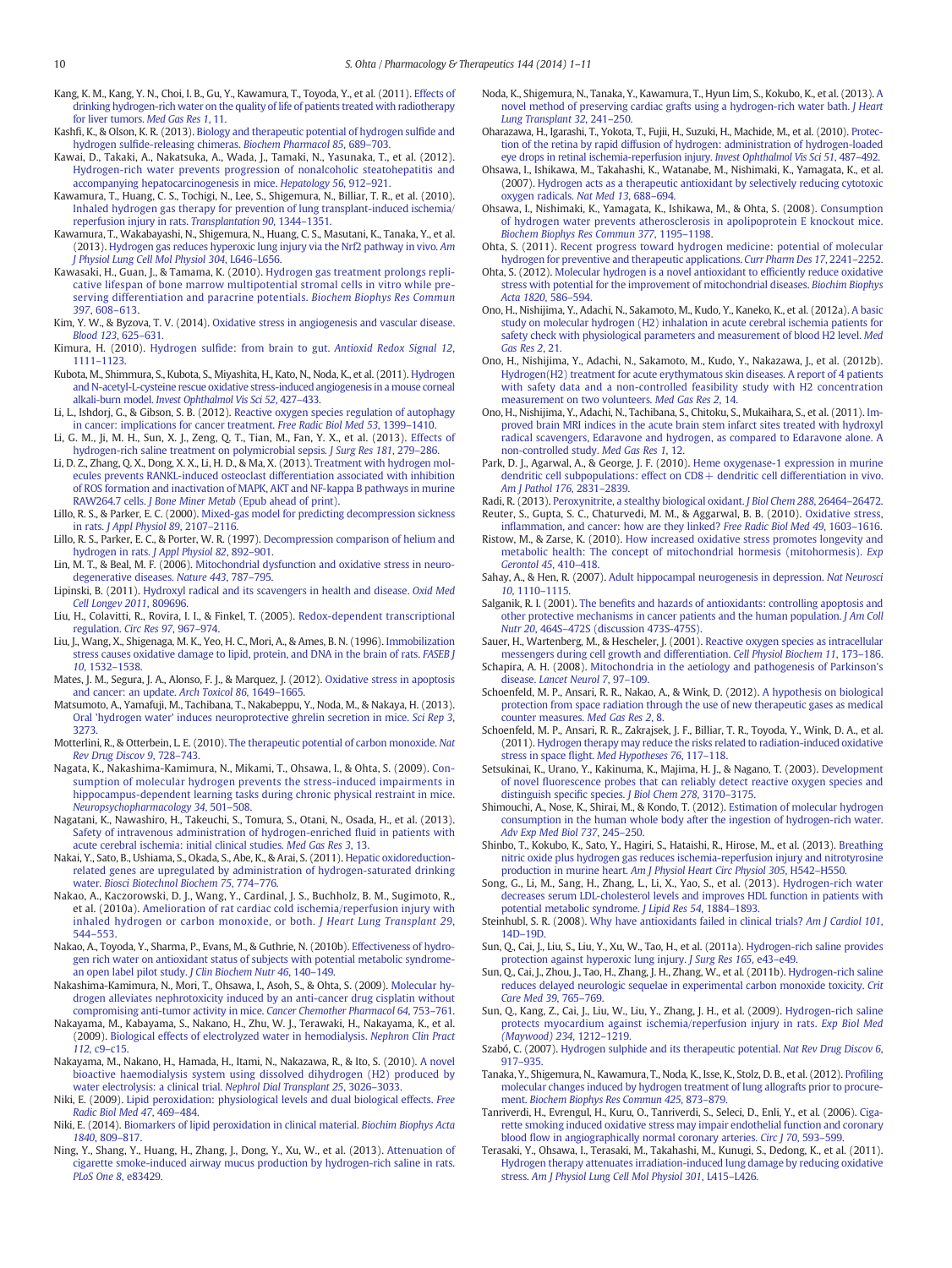Kang, K. M., Kang, Y. N., Choi, I. B., Gu, Y., Kawamura, T., Toyoda, Y., et al. (2011). Effects of drinking hydrogen-rich water on the quality of life of patients treated with radiotherapy for liver tumors. *Med Gas Res 1*, 11.

Kashfi, K., & Olson, K. R. (2013). Biology and therapeutic potential of hydrogen sulfide and hydrogen sulfide-releasing chimeras. *Biochem Pharmacol 85*, 689–703.

Kawai, D., Takaki, A., Nakatsuka, A., Wada, J., Tamaki, N., Yasunaka, T., et al. (2012). Hydrogen-rich water prevents progression of nonalcoholic steatohepatitis and accompanying hepatocarcinogenesis in mice. *Hepatology 56*, 912–921.

Kawamura, T., Huang, C. S., Tochigi, N., Lee, S., Shigemura, N., Billiar, T. R., et al. (2010). Inhaled hydrogen gas therapy for prevention of lung transplant-induced ischemia/reperfusion injury in rats. *Transplantation 90*, 1344–1351.

Kawamura, T., Wakabayashi, N., Shigemura, N., Huang, C. S., Masutani, K., Tanaka, Y., et al. (2013). Hydrogen gas reduces hyperoxic lung injury via the Nrf2 pathway in vivo. *Am J Physiol Lung Cell Mol Physiol 304*, L646–L656.

Kawasaki, H., Guan, J., & Tamama, K. (2010). Hydrogen gas treatment prolongs replicative lifespan of bone marrow multipotential stromal cells in vitro while preserving differentiation and paracrine potentials. *Biochem Biophys Res Commun 397*, 608–613.

Kim, Y. W., & Byzova, T. V. (2014). Oxidative stress in angiogenesis and vascular disease. *Blood 123*, 625–631.

Kimura, H. (2010). Hydrogen sulfide: from brain to gut. *Antioxid Redox Signal 12*, 1111–1123.

Kubota, M., Shimmura, S., Kubota, S., Miyashita, H., Kato, N., Noda, K., et al. (2011). Hydrogen and N-acetyl-L-cysteine rescue oxidative stress-induced angiogenesis in a mouse corneal alkali-burn model. *Invest Ophthalmol Vis Sci 52*, 427–433.

Li, L., Ishdorj, G., & Gibson, S. B. (2012). Reactive oxygen species regulation of autophagy in cancer: implications for cancer treatment. *Free Radic Biol Med 53*, 1399–1410.

Li, G. M., Ji, M. H., Sun, X. J., Zeng, Q. T., Tian, M., Fan, Y. X., et al. (2013). Effects of hydrogen-rich saline treatment on polymicrobial sepsis. *J Surg Res 181*, 279–286.

Li, D. Z., Zhang, Q. X., Dong, X. X., Li, H. D., & Ma, X. (2013). Treatment with hydrogen molecules prevents RANKL-induced osteoclast differentiation associated with inhibition of ROS formation and inactivation of MAPK, AKT and NF-kappa B pathways in murine RAW264.7 cells. *J Bone Miner Metab* (Epub ahead of print).

Lillo, R. S., & Parker, E. C. (2000). Mixed-gas model for predicting decompression sickness in rats. *J Appl Physiol 89*, 2107–2116.

Lillo, R. S., Parker, E. C., & Porter, W. R. (1997). Decompression comparison of helium and hydrogen in rats. *J Appl Physiol 82*, 892–901.

Lin, M. T., & Beal, M. F. (2006). Mitochondrial dysfunction and oxidative stress in neurodegenerative diseases. *Nature 443*, 787–795.

Lipinski, B. (2011). Hydroxyl radical and its scavengers in health and disease. *Oxid Med Cell Longev 2011*, 809696.

Liu, H., Colavitti, R., Rovira, I. I., & Finkel, T. (2005). Redox-dependent transcriptional regulation. *Circ Res 97*, 967–974.

Liu, J., Wang, X., Shigenaga, M. K., Yeo, H. C., Mori, A., & Ames, B. N. (1996). Immobilization stress causes oxidative damage to lipid, protein, and DNA in the brain of rats. *FASEB J 10*, 1532–1538.

Mates, J. M., Segura, J. A., Alonso, F. J., & Marquez, J. (2012). Oxidative stress in apoptosis and cancer: an update. *Arch Toxicol 86*, 1649–1665.

Matsumoto, A., Yamafuji, M., Tachibana, T., Nakabeppu, Y., Noda, M., & Nakaya, H. (2013). Oral 'hydrogen water' induces neuroprotective ghrelin secretion in mice. *Sci Rep 3*, 3273.

Motterlini, R., & Otterbein, L. E. (2010). The therapeutic potential of carbon monoxide. *Nat Rev Drug Discov 9*, 728–743.

Nagata, K., Nakashima-Kamimura, N., Mikami, T., Ohsawa, I., & Ohta, S. (2009). Consumption of molecular hydrogen prevents the stress-induced impairments in hippocampus-dependent learning tasks during chronic physical restraint in mice. *Neuropsychopharmacology 34*, 501–508.

Nagatani, K., Nawashiro, H., Takeuchi, S., Tomura, S., Otani, N., Osada, H., et al. (2013). Safety of intravenous administration of hydrogen-enriched fluid in patients with acute cerebral ischemia: initial clinical studies. *Med Gas Res 3*, 13.

Nakai, Y., Sato, B., Ushiama, S., Okada, S., Abe, K., & Arai, S. (2011). Hepatic oxidoreduction-related genes are upregulated by administration of hydrogen-saturated drinking water. *Biosci Biotechnol Biochem 75*, 774–776.

Nakao, A., Kaczorowski, D. J., Wang, Y., Cardinal, J. S., Buchholz, B. M., Sugimoto, R., et al. (2010a). Amelioration of rat cardiac cold ischemia/reperfusion injury with inhaled hydrogen or carbon monoxide, or both. *J Heart Lung Transplant 29*, 544–553.

Nakao, A., Toyoda, Y., Sharma, P., Evans, M., & Guthrie, N. (2010b). Effectiveness of hydrogen rich water on antioxidant status of subjects with potential metabolic syndrome-an open label pilot study. *J Clin Biochem Nutr 46*, 140–149.

Nakashima-Kamimura, N., Mori, T., Ohsawa, I., Asoh, S., & Ohta, S. (2009). Molecular hydrogen alleviates nephrotoxicity induced by an anti-cancer drug cisplatin without compromising anti-tumor activity in mice. *Cancer Chemother Pharmacol 64*, 753–761.

Nakayama, M., Kabayama, S., Nakano, H., Zhu, W. J., Terawaki, H., Nakayama, K., et al. (2009). Biological effects of electrolyzed water in hemodialysis. *Nephron Clin Pract 112*, c9–c15.

Nakayama, M., Nakano, H., Hamada, H., Itami, N., Nakazawa, R., & Ito, S. (2010). A novel bioactive haemodialysis system using dissolved dihydrogen (H2) produced by water electrolysis: a clinical trial. *Nephrol Dial Transplant 25*, 3026–3033.

Niki, E. (2009). Lipid peroxidation: physiological levels and dual biological effects. *Free Radic Biol Med 47*, 469–484.

Niki, E. (2014). Biomarkers of lipid peroxidation in clinical material. *Biochim Biophys Acta 1840*, 809–817.

Ning, Y., Shang, Y., Huang, H., Zhang, J., Dong, Y., Xu, W., et al. (2013). Attenuation of cigarette smoke-induced airway mucus production by hydrogen-rich saline in rats. *PLoS One 8*, e83429.

Noda, K., Shigemura, N., Tanaka, Y., Kawamura, T., Hyun Lim, S., Kokubo, K., et al. (2013). A novel method of preserving cardiac grafts using a hydrogen-rich water bath. *J Heart Lung Transplant 32*, 241–250.

Oharazawa, H., Igarashi, T., Yokota, T., Fujii, H., Suzuki, H., Machide, M., et al. (2010). Protection of the retina by rapid diffusion of hydrogen: administration of hydrogen-loaded eye drops in retinal ischemia-reperfusion injury. *Invest Ophthalmol Vis Sci 51*, 487–492.

Ohsawa, I., Ishikawa, M., Takahashi, K., Watanabe, M., Nishimaki, K., Yamagata, K., et al. (2007). Hydrogen acts as a therapeutic antioxidant by selectively reducing cytotoxic oxygen radicals. *Nat Med 13*, 688–694.

Ohsawa, I., Nishimaki, K., Yamagata, K., Ishikawa, M., & Ohta, S. (2008). Consumption of hydrogen water prevents atherosclerosis in apolipoprotein E knockout mice. *Biochem Biophys Res Commun 377*, 1195–1198.

Ohta, S. (2011). Recent progress toward hydrogen medicine: potential of molecular hydrogen for preventive and therapeutic applications. *Curr Pharm Des 17*, 2241–2252.

Ohta, S. (2012). Molecular hydrogen is a novel antioxidant to efficiently reduce oxidative stress with potential for the improvement of mitochondrial diseases. *Biochim Biophys Acta 1820*, 586–594.

Ono, H., Nishijima, Y., Adachi, N., Sakamoto, M., Kudo, Y., Kaneko, K., et al. (2012a). A basic study on molecular hydrogen (H2) inhalation in acute cerebral ischemia patients for safety check with physiological parameters and measurement of blood H2 level. *Med Gas Res 2*, 21.

Ono, H., Nishijima, Y., Adachi, N., Sakamoto, M., Kudo, Y., Nakazawa, J., et al. (2012b). Hydrogen(H2) treatment for acute erythymatous skin diseases. A report of 4 patients with safety data and a non-controlled feasibility study with H2 concentration measurement on two volunteers. *Med Gas Res 2*, 14.

Ono, H., Nishijima, Y., Adachi, N., Tachibana, S., Chitoku, S., Mukaihara, S., et al. (2011). Improved brain MRI indices in the acute brain stem infarct sites treated with hydroxyl radical scavengers, Edaravone and hydrogen, as compared to Edaravone alone. A non-controlled study. *Med Gas Res 1*, 12.

Park, D. J., Agarwal, A., & George, J. F. (2010). Heme oxygenase-1 expression in murine dendritic cell subpopulations: effect on CD8+ dendritic cell differentiation in vivo. *Am J Pathol 176*, 2831–2839.

Radi, R. (2013). Peroxynitrite, a stealthy biological oxidant. *J Biol Chem 288*, 26464–26472.

Reuter, S., Gupta, S. C., Chaturvedi, M. M., & Aggarwal, B. B. (2010). Oxidative stress, inflammation, and cancer: how are they linked? *Free Radic Biol Med 49*, 1603–1616.

Ristow, M., & Zarse, K. (2010). How increased oxidative stress promotes longevity and metabolic health: The concept of mitochondrial hormesis (mitohormesis). *Exp Gerontol 45*, 410–418.

Sahay, A., & Hen, R. (2007). Adult hippocampal neurogenesis in depression. *Nat Neurosci 10*, 1110–1115.

Salganik, R. I. (2001). The benefits and hazards of antioxidants: controlling apoptosis and other protective mechanisms in cancer patients and the human population. *J Am Coll Nutr 20*, 464S–472S (discussion 473S-475S).

Sauer, H., Wartenberg, M., & Hescheler, J. (2001). Reactive oxygen species as intracellular messengers during cell growth and differentiation. *Cell Physiol Biochem 11*, 173–186.

Schapira, A. H. (2008). Mitochondria in the aetiology and pathogenesis of Parkinson's disease. *Lancet Neurol 7*, 97–109.

Schoenfeld, M. P., Ansari, R. R., Nakao, A., & Wink, D. (2012). A hypothesis on biological protection from space radiation through the use of new therapeutic gases as medical counter measures. *Med Gas Res 2*, 8.

Schoenfeld, M. P., Ansari, R. R., Zakrajsek, J. F., Billiar, T. R., Toyoda, Y., Wink, D. A., et al. (2011). Hydrogen therapy may reduce the risks related to radiation-induced oxidative stress in space flight. *Med Hypotheses 76*, 117–118.

Setsukinai, K., Urano, Y., Kakinuma, K., Majima, H. J., & Nagano, T. (2003). Development of novel fluorescence probes that can reliably detect reactive oxygen species and distinguish specific species. *J Biol Chem 278*, 3170–3175.

Shimouchi, A., Nose, K., Shirai, M., & Kondo, T. (2012). Estimation of molecular hydrogen consumption in the human whole body after the ingestion of hydrogen-rich water. *Adv Exp Med Biol 737*, 245–250.

Shinbo, T., Kokubo, K., Sato, Y., Hagiri, S., Hataishi, R., Hirose, M., et al. (2013). Breathing nitric oxide plus hydrogen gas reduces ischemia-reperfusion injury and nitrotyrosine production in murine heart. *Am J Physiol Heart Circ Physiol 305*, H542–H550.

Song, G., Li, M., Sang, H., Zhang, L., Li, X., Yao, S., et al. (2013). Hydrogen-rich water decreases serum LDL-cholesterol levels and improves HDL function in patients with potential metabolic syndrome. *J Lipid Res 54*, 1884–1893.

Steinhubl, S. R. (2008). Why have antioxidants failed in clinical trials? *Am J Cardiol 101*, 14D–19D.

Sun, Q., Cai, J., Liu, S., Liu, Y., Xu, W., Tao, H., et al. (2011a). Hydrogen-rich saline provides protection against hyperoxic lung injury. *J Surg Res 165*, e43–e49.

Sun, Q., Cai, J., Zhou, J., Tao, H., Zhang, J. H., Zhang, W., et al. (2011b). Hydrogen-rich saline reduces delayed neurologic sequelae in experimental carbon monoxide toxicity. *Crit Care Med 39*, 765–769.

Sun, Q., Kang, Z., Cai, J., Liu, W., Liu, Y., Zhang, J. H., et al. (2009). Hydrogen-rich saline protects myocardium against ischemia/reperfusion injury in rats. *Exp Biol Med (Maywood) 234*, 1212–1219.

Szabó, C. (2007). Hydrogen sulphide and its therapeutic potential. *Nat Rev Drug Discov 6*, 917–935.

Tanaka, Y., Shigemura, N., Kawamura, T., Noda, K., Isse, K., Stolz, D. B., et al. (2012). Profiling molecular changes induced by hydrogen treatment of lung allografts prior to procurement. *Biochem Biophys Res Commun 425*, 873–879.

Tanriverdi, H., Evrengul, H., Kuru, O., Tanriverdi, S., Seleci, D., Enli, Y., et al. (2006). Cigarette smoking induced oxidative stress may impair endothelial function and coronary blood flow in angiographically normal coronary arteries. *Circ J 70*, 593–599.

Terasaki, Y., Ohsawa, I., Terasaki, M., Takahashi, M., Kunugi, S., Dedong, K., et al. (2011). Hydrogen therapy attenuates irradiation-induced lung damage by reducing oxidative stress. *Am J Physiol Lung Cell Mol Physiol 301*, L415–L426.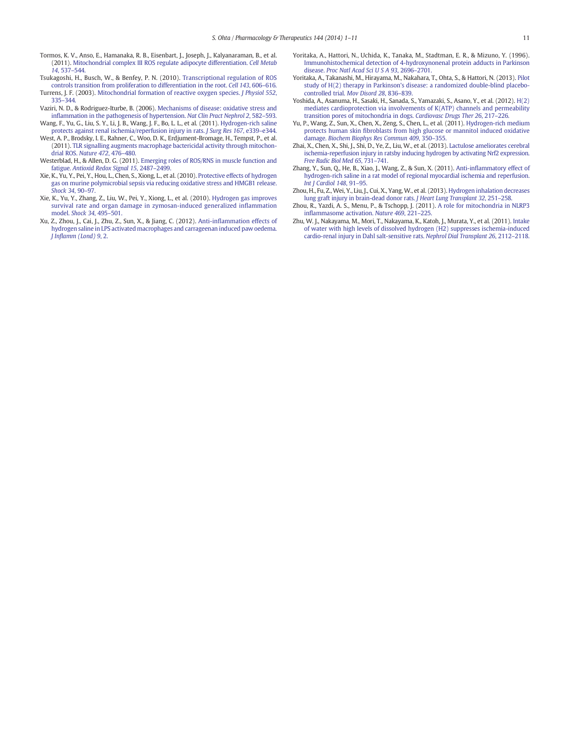Tormos, K. V., Anso, E., Hamanaka, R. B., Eisenbart, J., Joseph, J., Kalyanaraman, B., et al. (2011). Mitochondrial complex III ROS regulate adipocyte differentiation. *Cell Metab 14*, 537–544.

Tsukagoshi, H., Busch, W., & Benfey, P. N. (2010). Transcriptional regulation of ROS controls transition from proliferation to differentiation in the root. *Cell 143*, 606–616.

Turrens, J. F. (2003). Mitochondrial formation of reactive oxygen species. *J Physiol 552*, 335–344.

Vaziri, N. D., & Rodriguez-Iturbe, B. (2006). Mechanisms of disease: oxidative stress and inflammation in the pathogenesis of hypertension. *Nat Clin Pract Nephrol 2*, 582–593.

Wang, F., Yu, G., Liu, S. Y., Li, J. B., Wang, J. F., Bo, L. L., et al. (2011). Hydrogen-rich saline protects against renal ischemia/reperfusion injury in rats. *J Surg Res 167*, e339–e344.

West, A. P., Brodsky, I. E., Rahner, C., Woo, D. K., Erdjument-Bromage, H., Tempst, P., et al. (2011). TLR signalling augments macrophage bactericidal activity through mitochondrial ROS. *Nature 472*, 476–480.

Westerblad, H., & Allen, D. G. (2011). Emerging roles of ROS/RNS in muscle function and fatigue. *Antioxid Redox Signal 15*, 2487–2499.

Xie, K., Yu, Y., Pei, Y., Hou, L., Chen, S., Xiong, L., et al. (2010). Protective effects of hydrogen gas on murine polymicrobial sepsis via reducing oxidative stress and HMGB1 release. *Shock 34*, 90–97.

Xie, K., Yu, Y., Zhang, Z., Liu, W., Pei, Y., Xiong, L., et al. (2010). Hydrogen gas improves survival rate and organ damage in zymosan-induced generalized inflammation model. *Shock 34*, 495–501.

Xu, Z., Zhou, J., Cai, J., Zhu, Z., Sun, X., & Jiang, C. (2012). Anti-inflammation effects of hydrogen saline in LPS activated macrophages and carrageenan induced paw oedema. *J Inflamm (Lond) 9*, 2.

Yoritaka, A., Hattori, N., Uchida, K., Tanaka, M., Stadtman, E. R., & Mizuno, Y. (1996). Immunohistochemical detection of 4-hydroxynonenal protein adducts in Parkinson disease. *Proc Natl Acad Sci U S A 93*, 2696–2701.

Yoritaka, A., Takanashi, M., Hirayama, M., Nakahara, T., Ohta, S., & Hattori, N. (2013). Pilot study of H(2) therapy in Parkinson's disease: a randomized double-blind placebo-controlled trial. *Mov Disord 28*, 836–839.

Yoshida, A., Asanuma, H., Sasaki, H., Sanada, S., Yamazaki, S., Asano, Y., et al. (2012). H(2) mediates cardioprotection via involvements of K(ATP) channels and permeability transition pores of mitochondria in dogs. *Cardiovasc Drugs Ther 26*, 217–226.

Yu, P., Wang, Z., Sun, X., Chen, X., Zeng, S., Chen, L., et al. (2011). Hydrogen-rich medium protects human skin fibroblasts from high glucose or mannitol induced oxidative damage. *Biochem Biophys Res Commun 409*, 350–355.

Zhai, X., Chen, X., Shi, J., Shi, D., Ye, Z., Liu, W., et al. (2013). Lactulose ameliorates cerebral ischemia-reperfusion injury in ratsby inducing hydrogen by activating Nrf2 expression. *Free Radic Biol Med 65*, 731–741.

Zhang, Y., Sun, Q., He, B., Xiao, J., Wang, Z., & Sun, X. (2011). Anti-inflammatory effect of hydrogen-rich saline in a rat model of regional myocardial ischemia and reperfusion. *Int J Cardiol 148*, 91–95.

Zhou, H., Fu, Z., Wei, Y., Liu, J., Cui, X., Yang, W., et al. (2013). Hydrogen inhalation decreases lung graft injury in brain-dead donor rats. *J Heart Lung Transplant 32*, 251–258.

Zhou, R., Yazdi, A. S., Menu, P., & Tschopp, J. (2011). A role for mitochondria in NLRP3 inflammasome activation. *Nature 469*, 221–225.

Zhu, W. J., Nakayama, M., Mori, T., Nakayama, K., Katoh, J., Murata, Y., et al. (2011). Intake of water with high levels of dissolved hydrogen (H2) suppresses ischemia-induced cardio-renal injury in Dahl salt-sensitive rats. *Nephrol Dial Transplant 26*, 2112–2118.